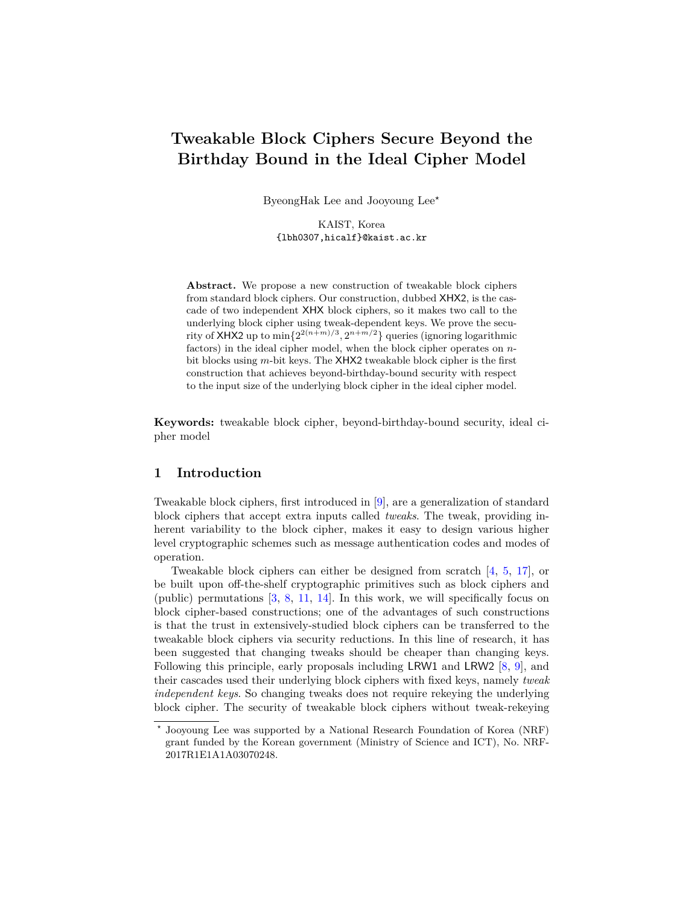# Tweakable Block Ciphers Secure Beyond the Birthday Bound in the Ideal Cipher Model

ByeongHak Lee and Jooyoung Lee*

KAIST, Korea
{lbh0307,hicalf}@kaist.ac.kr

**Abstract.** We propose a new construction of tweakable block ciphers from standard block ciphers. Our construction, dubbed XHX2, is the cascade of two independent XHX block ciphers, so it makes two call to the underlying block cipher using tweak-dependent keys. We prove the security of XHX2 up to $\min\{2^{2(n+m)/3}, 2^{n+m/2}\}$ queries (ignoring logarithmic factors) in the ideal cipher model, when the block cipher operates on $n$-bit blocks using $m$-bit keys. The XHX2 tweakable block cipher is the first construction that achieves beyond-birthday-bound security with respect to the input size of the underlying block cipher in the ideal cipher model.

**Keywords:** tweakable block cipher, beyond-birthday-bound security, ideal cipher model

## 1 Introduction

Tweakable block ciphers, first introduced in [9], are a generalization of standard block ciphers that accept extra inputs called *tweaks*. The tweak, providing inherent variability to the block cipher, makes it easy to design various higher level cryptographic schemes such as message authentication codes and modes of operation.

Tweakable block ciphers can either be designed from scratch [4, 5, 17], or be built upon off-the-shelf cryptographic primitives such as block ciphers and (public) permutations [3, 8, 11, 14]. In this work, we will specifically focus on block cipher-based constructions; one of the advantages of such constructions is that the trust in extensively-studied block ciphers can be transferred to the tweakable block ciphers via security reductions. In this line of research, it has been suggested that changing tweaks should be cheaper than changing keys. Following this principle, early proposals including LRW1 and LRW2 [8, 9], and their cascades used their underlying block ciphers with fixed keys, namely *tweak independent keys*. So changing tweaks does not require rekeying the underlying block cipher. The security of tweakable block ciphers without tweak-rekeying

* Jooyoung Lee was supported by a National Research Foundation of Korea (NRF) grant funded by the Korean government (Ministry of Science and ICT), No. NRF-2017R1E1A1A03070248.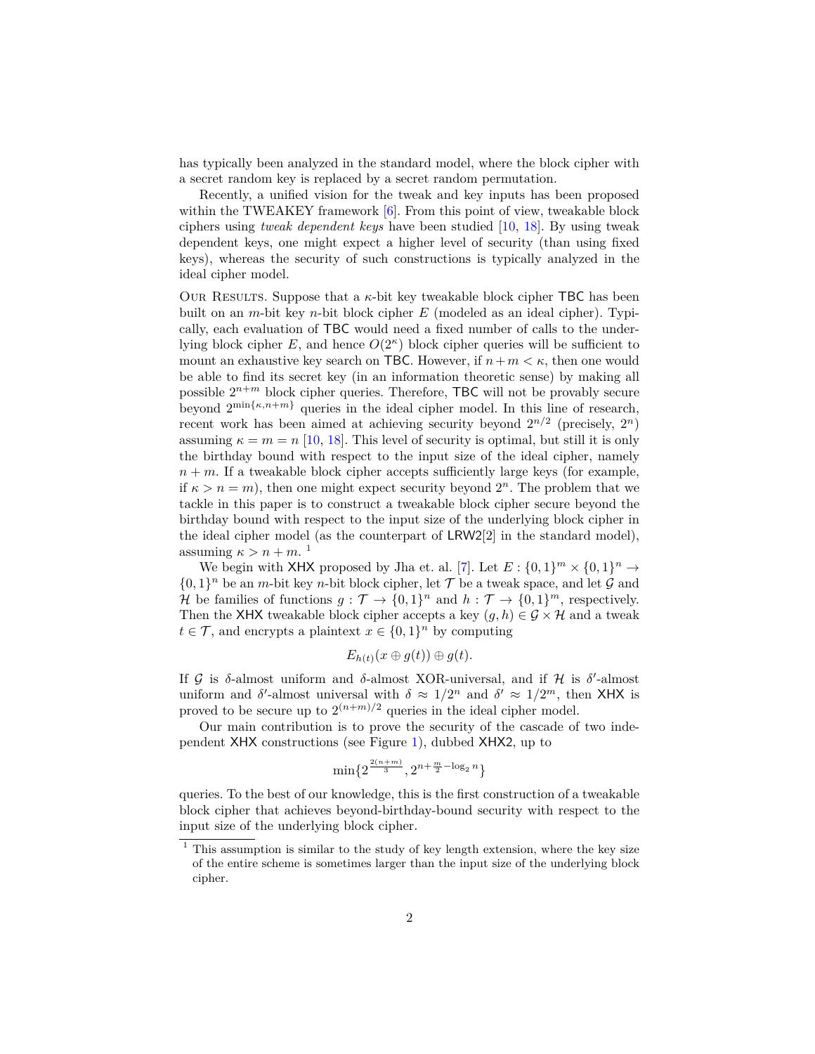has typically been analyzed in the standard model, where the block cipher with a secret random key is replaced by a secret random permutation.

Recently, a unified vision for the tweak and key inputs has been proposed within the TWEAKEY framework [6]. From this point of view, tweakable block ciphers using *tweak dependent keys* have been studied [10, 18]. By using tweak dependent keys, one might expect a higher level of security (than using fixed keys), whereas the security of such constructions is typically analyzed in the ideal cipher model.

Our Results. Suppose that a $\kappa$-bit key tweakable block cipher $\mathsf{TBC}$ has been built on an $m$-bit key $n$-bit block cipher $E$ (modeled as an ideal cipher). Typically, each evaluation of $\mathsf{TBC}$ would need a fixed number of calls to the underlying block cipher $E$, and hence $O(2^\kappa)$ block cipher queries will be sufficient to mount an exhaustive key search on $\mathsf{TBC}$. However, if $n+m < \kappa$, then one would be able to find its secret key (in an information theoretic sense) by making all possible $2^{n+m}$ block cipher queries. Therefore, $\mathsf{TBC}$ will not be provably secure beyond $2^{\min\{\kappa, n+m\}}$ queries in the ideal cipher model. In this line of research, recent work has been aimed at achieving security beyond $2^{n/2}$ (precisely, $2^n$) assuming $\kappa = m = n$ [10, 18]. This level of security is optimal, but still it is only the birthday bound with respect to the input size of the ideal cipher, namely $n+m$. If a tweakable block cipher accepts sufficiently large keys (for example, if $\kappa > n = m$), then one might expect security beyond $2^n$. The problem that we tackle in this paper is to construct a tweakable block cipher secure beyond the birthday bound with respect to the input size of the underlying block cipher in the ideal cipher model (as the counterpart of $\mathsf{LRW2}[2]$ in the standard model), assuming $\kappa > n + m$. [1]

We begin with $\mathsf{XHX}$ proposed by Jha et. al. [7]. Let $E : \{0,1\}^m \times \{0,1\}^n \to \{0,1\}^n$ be an $m$-bit key $n$-bit block cipher, let $\mathcal{T}$ be a tweak space, and let $\mathcal{G}$ and $\mathcal{H}$ be families of functions $g : \mathcal{T} \to \{0,1\}^n$ and $h : \mathcal{T} \to \{0,1\}^m$, respectively. Then the $\mathsf{XHX}$ tweakable block cipher accepts a key $(g,h) \in \mathcal{G} \times \mathcal{H}$ and a tweak $t \in \mathcal{T}$, and encrypts a plaintext $x \in \{0,1\}^n$ by computing

$$E_{h(t)}(x \oplus g(t)) \oplus g(t).$$

If $\mathcal{G}$ is $\delta$-almost uniform and $\delta$-almost XOR-universal, and if $\mathcal{H}$ is $\delta'$-almost uniform and $\delta'$-almost universal with $\delta \approx 1/2^n$ and $\delta' \approx 1/2^m$, then $\mathsf{XHX}$ is proved to be secure up to $2^{(n+m)/2}$ queries in the ideal cipher model.

Our main contribution is to prove the security of the cascade of two independent $\mathsf{XHX}$ constructions (see Figure 1), dubbed $\mathsf{XHX2}$, up to

$$\min\{2^{\frac{2(n+m)}{3}}, 2^{n+\frac{m}{2}-\log_2 n}\}$$

queries. To the best of our knowledge, this is the first construction of a tweakable block cipher that achieves beyond-birthday-bound security with respect to the input size of the underlying block cipher.

[1] This assumption is similar to the study of key length extension, where the key size of the entire scheme is sometimes larger than the input size of the underlying block cipher.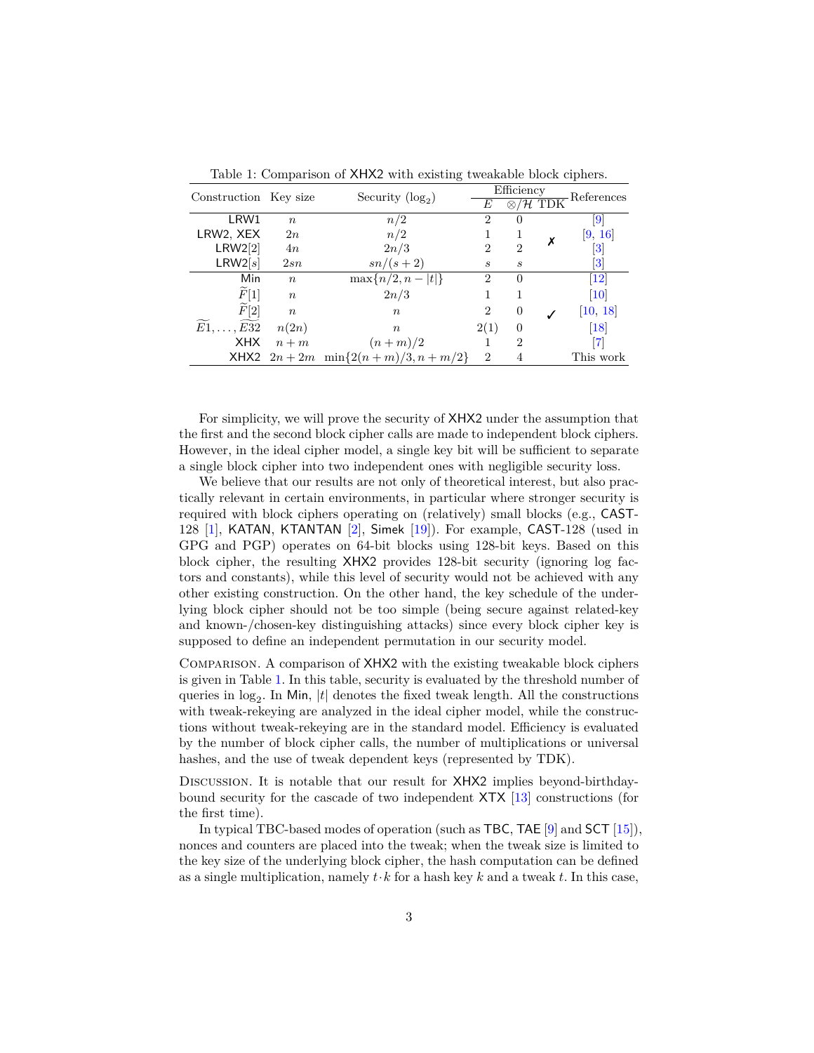Table 1: Comparison of XHX2 with existing tweakable block ciphers.

| Construction | Key size | Security ($\log_2$) | Efficiency | | | References |
|---|---|---|---|---|---|---|
| | | | $E$ | $\otimes/\mathcal{H}$ | TDK | |
| LRW1 | $n$ | $n/2$ | 2 | 0 | ✗ | [9] |
| LRW2, XEX | $2n$ | $n/2$ | 1 | 1 | ✗ | [9, 16] |
| LRW2[2] | $4n$ | $2n/3$ | 2 | 2 | ✗ | [3] |
| LRW2[$s$] | $2sn$ | $sn/(s+2)$ | $s$ | $s$ | ✗ | [3] |
| Min | $n$ | $\max\{n/2, n-\lvert t\rvert\}$ | 2 | 0 | ✓ | [12] |
| $\widetilde{F}[1]$ | $n$ | $2n/3$ | 1 | 1 | ✓ | [10] |
| $\widetilde{F}[2]$ | $n$ | $n$ | 2 | 0 | ✓ | [10, 18] |
| $\widetilde{E1},\ldots,\widetilde{E32}$ | $n(2n)$ | $n$ | 2(1) | 0 | ✓ | [18] |
| XHX | $n+m$ | $(n+m)/2$ | 1 | 2 | ✓ | [7] |
| XHX2 | $2n+2m$ | $\min\{2(n+m)/3, n+m/2\}$ | 2 | 4 | ✓ | This work |

For simplicity, we will prove the security of XHX2 under the assumption that the first and the second block cipher calls are made to independent block ciphers. However, in the ideal cipher model, a single key bit will be sufficient to separate a single block cipher into two independent ones with negligible security loss.

We believe that our results are not only of theoretical interest, but also practically relevant in certain environments, in particular where stronger security is required with block ciphers operating on (relatively) small blocks (e.g., CAST-128 [1], KATAN, KTANTAN [2], Simek [19]). For example, CAST-128 (used in GPG and PGP) operates on 64-bit blocks using 128-bit keys. Based on this block cipher, the resulting XHX2 provides 128-bit security (ignoring log factors and constants), while this level of security would not be achieved with any other existing construction. On the other hand, the key schedule of the underlying block cipher should not be too simple (being secure against related-key and known-/chosen-key distinguishing attacks) since every block cipher key is supposed to define an independent permutation in our security model.

Comparison. A comparison of XHX2 with the existing tweakable block ciphers is given in Table 1. In this table, security is evaluated by the threshold number of queries in $\log_2$. In Min, $|t|$ denotes the fixed tweak length. All the constructions with tweak-rekeying are analyzed in the ideal cipher model, while the constructions without tweak-rekeying are in the standard model. Efficiency is evaluated by the number of block cipher calls, the number of multiplications or universal hashes, and the use of tweak dependent keys (represented by TDK).

Discussion. It is notable that our result for XHX2 implies beyond-birthday-bound security for the cascade of two independent XTX [13] constructions (for the first time).

In typical TBC-based modes of operation (such as TBC, TAE [9] and SCT [15]), nonces and counters are placed into the tweak; when the tweak size is limited to the key size of the underlying block cipher, the hash computation can be defined as a single multiplication, namely $t \cdot k$ for a hash key $k$ and a tweak $t$. In this case,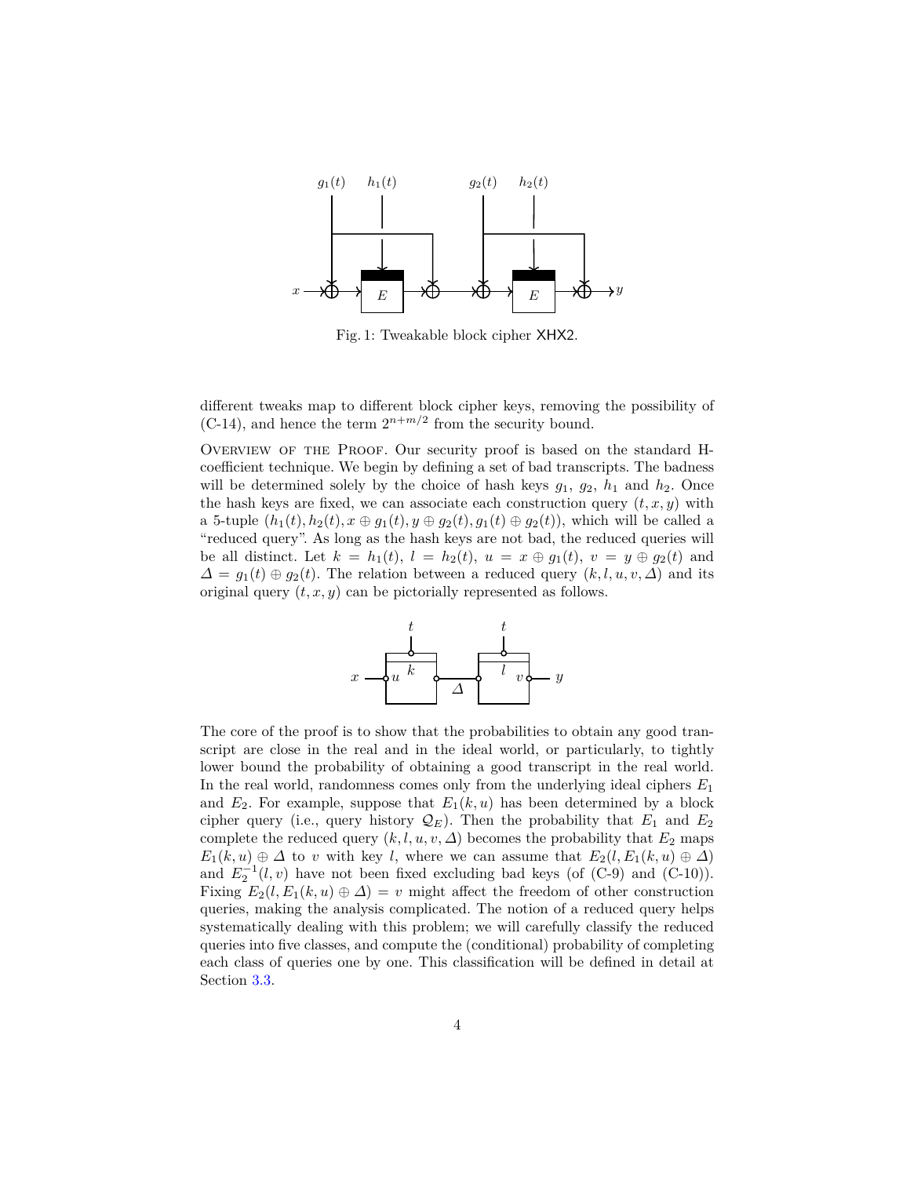Fig. 1: Tweakable block cipher XHX2.

different tweaks map to different block cipher keys, removing the possibility of (C-14), and hence the term $2^{n+m/2}$ from the security bound.

Overview of the Proof. Our security proof is based on the standard H-coefficient technique. We begin by defining a set of bad transcripts. The badness will be determined solely by the choice of hash keys $g_1$, $g_2$, $h_1$ and $h_2$. Once the hash keys are fixed, we can associate each construction query $(t, x, y)$ with a 5-tuple $(h_1(t), h_2(t), x \oplus g_1(t), y \oplus g_2(t), g_1(t) \oplus g_2(t))$, which will be called a "reduced query". As long as the hash keys are not bad, the reduced queries will be all distinct. Let $k = h_1(t)$, $l = h_2(t)$, $u = x \oplus g_1(t)$, $v = y \oplus g_2(t)$ and $\Delta = g_1(t) \oplus g_2(t)$. The relation between a reduced query $(k, l, u, v, \Delta)$ and its original query $(t, x, y)$ can be pictorially represented as follows.

The core of the proof is to show that the probabilities to obtain any good transcript are close in the real and in the ideal world, or particularly, to tightly lower bound the probability of obtaining a good transcript in the real world. In the real world, randomness comes only from the underlying ideal ciphers $E_1$ and $E_2$. For example, suppose that $E_1(k, u)$ has been determined by a block cipher query (i.e., query history $\mathcal{Q}_E$). Then the probability that $E_1$ and $E_2$ complete the reduced query $(k, l, u, v, \Delta)$ becomes the probability that $E_2$ maps $E_1(k, u) \oplus \Delta$ to $v$ with key $l$, where we can assume that $E_2(l, E_1(k, u) \oplus \Delta)$ and $E_2^{-1}(l, v)$ have not been fixed excluding bad keys (of (C-9) and (C-10)). Fixing $E_2(l, E_1(k, u) \oplus \Delta) = v$ might affect the freedom of other construction queries, making the analysis complicated. The notion of a reduced query helps systematically dealing with this problem; we will carefully classify the reduced queries into five classes, and compute the (conditional) probability of completing each class of queries one by one. This classification will be defined in detail at Section 3.3.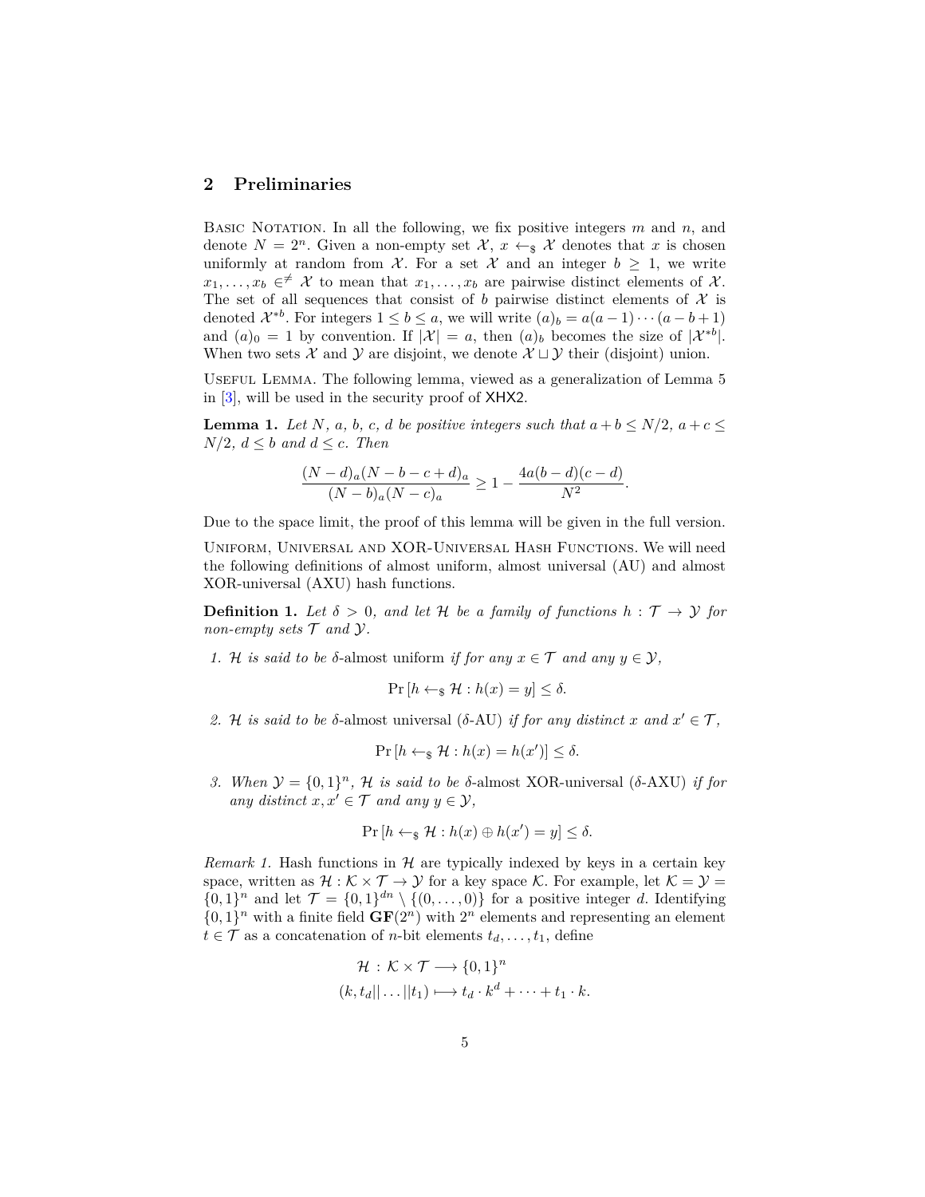## 2 Preliminaries

Basic Notation. In all the following, we fix positive integers $m$ and $n$, and denote $N = 2^n$. Given a non-empty set $\mathcal{X}$, $x \leftarrow_\$ \mathcal{X}$ denotes that $x$ is chosen uniformly at random from $\mathcal{X}$. For a set $\mathcal{X}$ and an integer $b \geq 1$, we write $x_1, \dots, x_b \in^{\neq} \mathcal{X}$ to mean that $x_1, \dots, x_b$ are pairwise distinct elements of $\mathcal{X}$. The set of all sequences that consist of $b$ pairwise distinct elements of $\mathcal{X}$ is denoted $\mathcal{X}^{*b}$. For integers $1 \leq b \leq a$, we will write $(a)_b = a(a-1)\cdots(a-b+1)$ and $(a)_0 = 1$ by convention. If $|\mathcal{X}| = a$, then $(a)_b$ becomes the size of $|\mathcal{X}^{*b}|$. When two sets $\mathcal{X}$ and $\mathcal{Y}$ are disjoint, we denote $\mathcal{X} \sqcup \mathcal{Y}$ their (disjoint) union.

Useful Lemma. The following lemma, viewed as a generalization of Lemma 5 in [3], will be used in the security proof of XHX2.

**Lemma 1.** *Let $N$, $a$, $b$, $c$, $d$ be positive integers such that $a + b \leq N/2$, $a + c \leq N/2$, $d \leq b$ and $d \leq c$. Then*

$$\frac{(N-d)_a(N-b-c+d)_a}{(N-b)_a(N-c)_a} \geq 1 - \frac{4a(b-d)(c-d)}{N^2}.$$

Due to the space limit, the proof of this lemma will be given in the full version.

Uniform, Universal and XOR-Universal Hash Functions. We will need the following definitions of almost uniform, almost universal (AU) and almost XOR-universal (AXU) hash functions.

**Definition 1.** *Let $\delta > 0$, and let $\mathcal{H}$ be a family of functions $h : \mathcal{T} \to \mathcal{Y}$ for non-empty sets $\mathcal{T}$ and $\mathcal{Y}$.*

1. *$\mathcal{H}$ is said to be* $\delta$-almost uniform *if for any $x \in \mathcal{T}$ and any $y \in \mathcal{Y}$,*

$$\Pr\left[h \leftarrow_\$ \mathcal{H} : h(x) = y\right] \leq \delta.$$

2. *$\mathcal{H}$ is said to be* $\delta$-almost universal ($\delta$-AU) *if for any distinct $x$ and $x' \in \mathcal{T}$,*

$$\Pr\left[h \leftarrow_\$ \mathcal{H} : h(x) = h(x')\right] \leq \delta.$$

3. *When $\mathcal{Y} = \{0,1\}^n$, $\mathcal{H}$ is said to be* $\delta$-almost XOR-universal ($\delta$-AXU) *if for any distinct $x, x' \in \mathcal{T}$ and any $y \in \mathcal{Y}$,*

$$\Pr\left[h \leftarrow_\$ \mathcal{H} : h(x) \oplus h(x') = y\right] \leq \delta.$$

*Remark 1.* Hash functions in $\mathcal{H}$ are typically indexed by keys in a certain key space, written as $\mathcal{H} : \mathcal{K} \times \mathcal{T} \to \mathcal{Y}$ for a key space $\mathcal{K}$. For example, let $\mathcal{K} = \mathcal{Y} = \{0,1\}^n$ and let $\mathcal{T} = \{0,1\}^{dn} \setminus \{(0, \dots, 0)\}$ for a positive integer $d$. Identifying $\{0,1\}^n$ with a finite field $\mathbf{GF}(2^n)$ with $2^n$ elements and representing an element $t \in \mathcal{T}$ as a concatenation of $n$-bit elements $t_d, \dots, t_1$, define

$$\begin{aligned}
\mathcal{H} : \mathcal{K} \times \mathcal{T} &\longrightarrow \{0,1\}^n \\
(k, t_d || \dots || t_1) &\longmapsto t_d \cdot k^d + \cdots + t_1 \cdot k.
\end{aligned}$$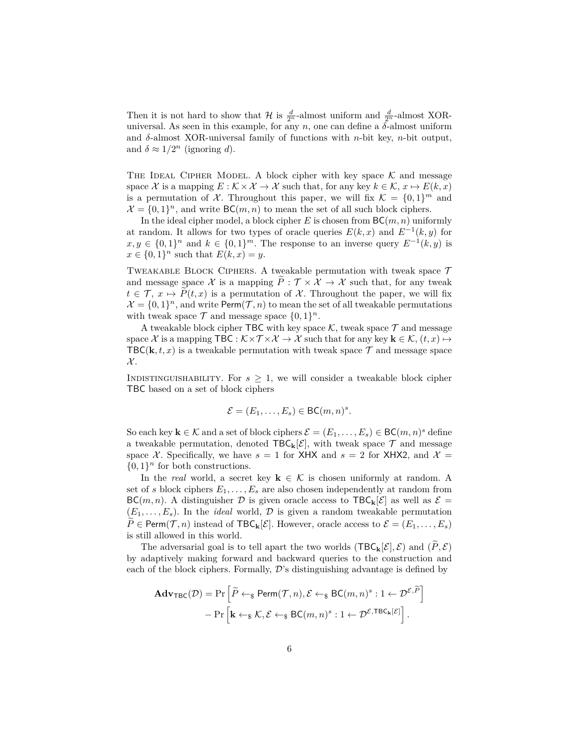Then it is not hard to show that $\mathcal{H}$ is $\frac{d}{2^n}$-almost uniform and $\frac{d}{2^n}$-almost XOR-universal. As seen in this example, for any $n$, one can define a $\delta$-almost uniform and $\delta$-almost XOR-universal family of functions with $n$-bit key, $n$-bit output, and $\delta \approx 1/2^n$ (ignoring $d$).

The Ideal Cipher Model. A block cipher with key space $\mathcal{K}$ and message space $\mathcal{X}$ is a mapping $E : \mathcal{K} \times \mathcal{X} \to \mathcal{X}$ such that, for any key $k \in \mathcal{K}$, $x \mapsto E(k, x)$ is a permutation of $\mathcal{X}$. Throughout this paper, we will fix $\mathcal{K} = \{0,1\}^m$ and $\mathcal{X} = \{0,1\}^n$, and write $\mathsf{BC}(m, n)$ to mean the set of all such block ciphers.

In the ideal cipher model, a block cipher $E$ is chosen from $\mathsf{BC}(m, n)$ uniformly at random. It allows for two types of oracle queries $E(k, x)$ and $E^{-1}(k, y)$ for $x, y \in \{0,1\}^n$ and $k \in \{0,1\}^m$. The response to an inverse query $E^{-1}(k, y)$ is $x \in \{0,1\}^n$ such that $E(k, x) = y$.

Tweakable Block Ciphers. A tweakable permutation with tweak space $\mathcal{T}$ and message space $\mathcal{X}$ is a mapping $\widetilde{P} : \mathcal{T} \times \mathcal{X} \to \mathcal{X}$ such that, for any tweak $t \in \mathcal{T}$, $x \mapsto \widetilde{P}(t, x)$ is a permutation of $\mathcal{X}$. Throughout the paper, we will fix $\mathcal{X} = \{0,1\}^n$, and write $\mathsf{Perm}(\mathcal{T}, n)$ to mean the set of all tweakable permutations with tweak space $\mathcal{T}$ and message space $\{0,1\}^n$.

A tweakable block cipher $\mathsf{TBC}$ with key space $\mathcal{K}$, tweak space $\mathcal{T}$ and message space $\mathcal{X}$ is a mapping $\mathsf{TBC} : \mathcal{K} \times \mathcal{T} \times \mathcal{X} \to \mathcal{X}$ such that for any key $\mathbf{k} \in \mathcal{K}$, $(t, x) \mapsto \mathsf{TBC}(\mathbf{k}, t, x)$ is a tweakable permutation with tweak space $\mathcal{T}$ and message space $\mathcal{X}$.

Indistinguishability. For $s \geq 1$, we will consider a tweakable block cipher $\mathsf{TBC}$ based on a set of block ciphers

$$\mathcal{E} = (E_1, \ldots, E_s) \in \mathsf{BC}(m, n)^s.$$

So each key $\mathbf{k} \in \mathcal{K}$ and a set of block ciphers $\mathcal{E} = (E_1, \ldots, E_s) \in \mathsf{BC}(m, n)^s$ define a tweakable permutation, denoted $\mathsf{TBC}_{\mathbf{k}}[\mathcal{E}]$, with tweak space $\mathcal{T}$ and message space $\mathcal{X}$. Specifically, we have $s = 1$ for $\mathsf{XHX}$ and $s = 2$ for $\mathsf{XHX2}$, and $\mathcal{X} = \{0,1\}^n$ for both constructions.

In the *real* world, a secret key $\mathbf{k} \in \mathcal{K}$ is chosen uniformly at random. A set of $s$ block ciphers $E_1, \ldots, E_s$ are also chosen independently at random from $\mathsf{BC}(m, n)$. A distinguisher $\mathcal{D}$ is given oracle access to $\mathsf{TBC}_{\mathbf{k}}[\mathcal{E}]$ as well as $\mathcal{E} = (E_1, \ldots, E_s)$. In the *ideal* world, $\mathcal{D}$ is given a random tweakable permutation $\widetilde{P} \in \mathsf{Perm}(\mathcal{T}, n)$ instead of $\mathsf{TBC}_{\mathbf{k}}[\mathcal{E}]$. However, oracle access to $\mathcal{E} = (E_1, \ldots, E_s)$ is still allowed in this world.

The adversarial goal is to tell apart the two worlds $(\mathsf{TBC}_{\mathbf{k}}[\mathcal{E}], \mathcal{E})$ and $(\widetilde{P}, \mathcal{E})$ by adaptively making forward and backward queries to the construction and each of the block ciphers. Formally, $\mathcal{D}$'s distinguishing advantage is defined by

$$\begin{aligned}
\mathbf{Adv}_{\mathsf{TBC}}(\mathcal{D}) = \Pr&\left[\widetilde{P} \leftarrow_\$ \mathsf{Perm}(\mathcal{T}, n), \mathcal{E} \leftarrow_\$ \mathsf{BC}(m, n)^s : 1 \leftarrow \mathcal{D}^{\mathcal{E}, \widetilde{P}}\right] \\
&- \Pr\left[\mathbf{k} \leftarrow_\$ \mathcal{K}, \mathcal{E} \leftarrow_\$ \mathsf{BC}(m, n)^s : 1 \leftarrow \mathcal{D}^{\mathcal{E}, \mathsf{TBC}_{\mathbf{k}}[\mathcal{E}]}\right].
\end{aligned}$$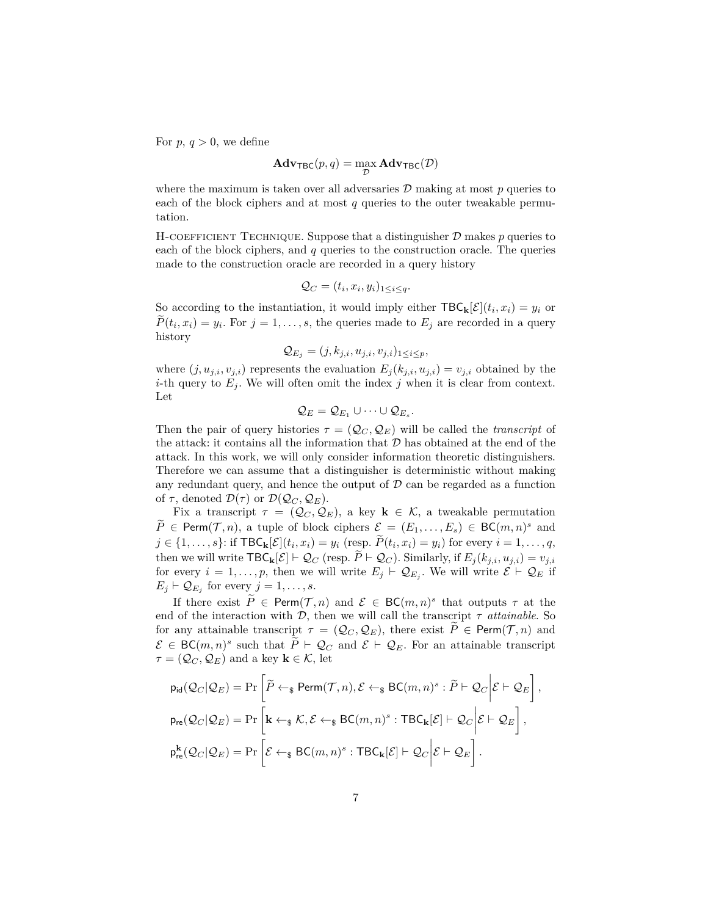For $p$, $q > 0$, we define

$$\mathbf{Adv}_{\mathsf{TBC}}(p, q) = \max_{\mathcal{D}} \mathbf{Adv}_{\mathsf{TBC}}(\mathcal{D})$$

where the maximum is taken over all adversaries $\mathcal{D}$ making at most $p$ queries to each of the block ciphers and at most $q$ queries to the outer tweakable permutation.

H-coefficient Technique. Suppose that a distinguisher $\mathcal{D}$ makes $p$ queries to each of the block ciphers, and $q$ queries to the construction oracle. The queries made to the construction oracle are recorded in a query history

$$\mathcal{Q}_C = (t_i, x_i, y_i)_{1 \le i \le q}.$$

So according to the instantiation, it would imply either $\mathsf{TBC}_{\mathbf{k}}[\mathcal{E}](t_i, x_i) = y_i$ or $\widetilde{P}(t_i, x_i) = y_i$. For $j = 1, \ldots, s$, the queries made to $E_j$ are recorded in a query history

$$\mathcal{Q}_{E_j} = (j, k_{j,i}, u_{j,i}, v_{j,i})_{1 \le i \le p},$$

where $(j, u_{j,i}, v_{j,i})$ represents the evaluation $E_j(k_{j,i}, u_{j,i}) = v_{j,i}$ obtained by the $i$-th query to $E_j$. We will often omit the index $j$ when it is clear from context. Let

$$\mathcal{Q}_E = \mathcal{Q}_{E_1} \cup \cdots \cup \mathcal{Q}_{E_s}.$$

Then the pair of query histories $\tau = (\mathcal{Q}_C, \mathcal{Q}_E)$ will be called the *transcript* of the attack: it contains all the information that $\mathcal{D}$ has obtained at the end of the attack. In this work, we will only consider information theoretic distinguishers. Therefore we can assume that a distinguisher is deterministic without making any redundant query, and hence the output of $\mathcal{D}$ can be regarded as a function of $\tau$, denoted $\mathcal{D}(\tau)$ or $\mathcal{D}(\mathcal{Q}_C, \mathcal{Q}_E)$.

Fix a transcript $\tau = (\mathcal{Q}_C, \mathcal{Q}_E)$, a key $\mathbf{k} \in \mathcal{K}$, a tweakable permutation $\widetilde{P} \in \mathsf{Perm}(\mathcal{T}, n)$, a tuple of block ciphers $\mathcal{E} = (E_1, \ldots, E_s) \in \mathsf{BC}(m, n)^s$ and $j \in \{1, \ldots, s\}$: if $\mathsf{TBC}_{\mathbf{k}}[\mathcal{E}](t_i, x_i) = y_i$ (resp. $\widetilde{P}(t_i, x_i) = y_i$) for every $i = 1, \ldots, q$, then we will write $\mathsf{TBC}_{\mathbf{k}}[\mathcal{E}] \vdash \mathcal{Q}_C$ (resp. $\widetilde{P} \vdash \mathcal{Q}_C$). Similarly, if $E_j(k_{j,i}, u_{j,i}) = v_{j,i}$ for every $i = 1, \ldots, p$, then we will write $E_j \vdash \mathcal{Q}_{E_j}$. We will write $\mathcal{E} \vdash \mathcal{Q}_E$ if $E_j \vdash \mathcal{Q}_{E_j}$ for every $j = 1, \ldots, s$.

If there exist $\widetilde{P} \in \mathsf{Perm}(\mathcal{T}, n)$ and $\mathcal{E} \in \mathsf{BC}(m, n)^s$ that outputs $\tau$ at the end of the interaction with $\mathcal{D}$, then we will call the transcript $\tau$ *attainable*. So for any attainable transcript $\tau = (\mathcal{Q}_C, \mathcal{Q}_E)$, there exist $\widetilde{P} \in \mathsf{Perm}(\mathcal{T}, n)$ and $\mathcal{E} \in \mathsf{BC}(m, n)^s$ such that $\widetilde{P} \vdash \mathcal{Q}_C$ and $\mathcal{E} \vdash \mathcal{Q}_E$. For an attainable transcript $\tau = (\mathcal{Q}_C, \mathcal{Q}_E)$ and a key $\mathbf{k} \in \mathcal{K}$, let

$$\mathsf{p}_{\mathsf{id}}(\mathcal{Q}_C | \mathcal{Q}_E) = \Pr\left[\widetilde{P} \leftarrow_{\$} \mathsf{Perm}(\mathcal{T}, n), \mathcal{E} \leftarrow_{\$} \mathsf{BC}(m, n)^s : \widetilde{P} \vdash \mathcal{Q}_C \middle| \mathcal{E} \vdash \mathcal{Q}_E\right],$$

$$\mathsf{p}_{\mathsf{re}}(\mathcal{Q}_C | \mathcal{Q}_E) = \Pr\left[\mathbf{k} \leftarrow_{\$} \mathcal{K}, \mathcal{E} \leftarrow_{\$} \mathsf{BC}(m, n)^s : \mathsf{TBC}_{\mathbf{k}}[\mathcal{E}] \vdash \mathcal{Q}_C \middle| \mathcal{E} \vdash \mathcal{Q}_E\right],$$

$$\mathsf{p}^{\mathbf{k}}_{\mathsf{re}}(\mathcal{Q}_C | \mathcal{Q}_E) = \Pr\left[\mathcal{E} \leftarrow_{\$} \mathsf{BC}(m, n)^s : \mathsf{TBC}_{\mathbf{k}}[\mathcal{E}] \vdash \mathcal{Q}_C \middle| \mathcal{E} \vdash \mathcal{Q}_E\right].$$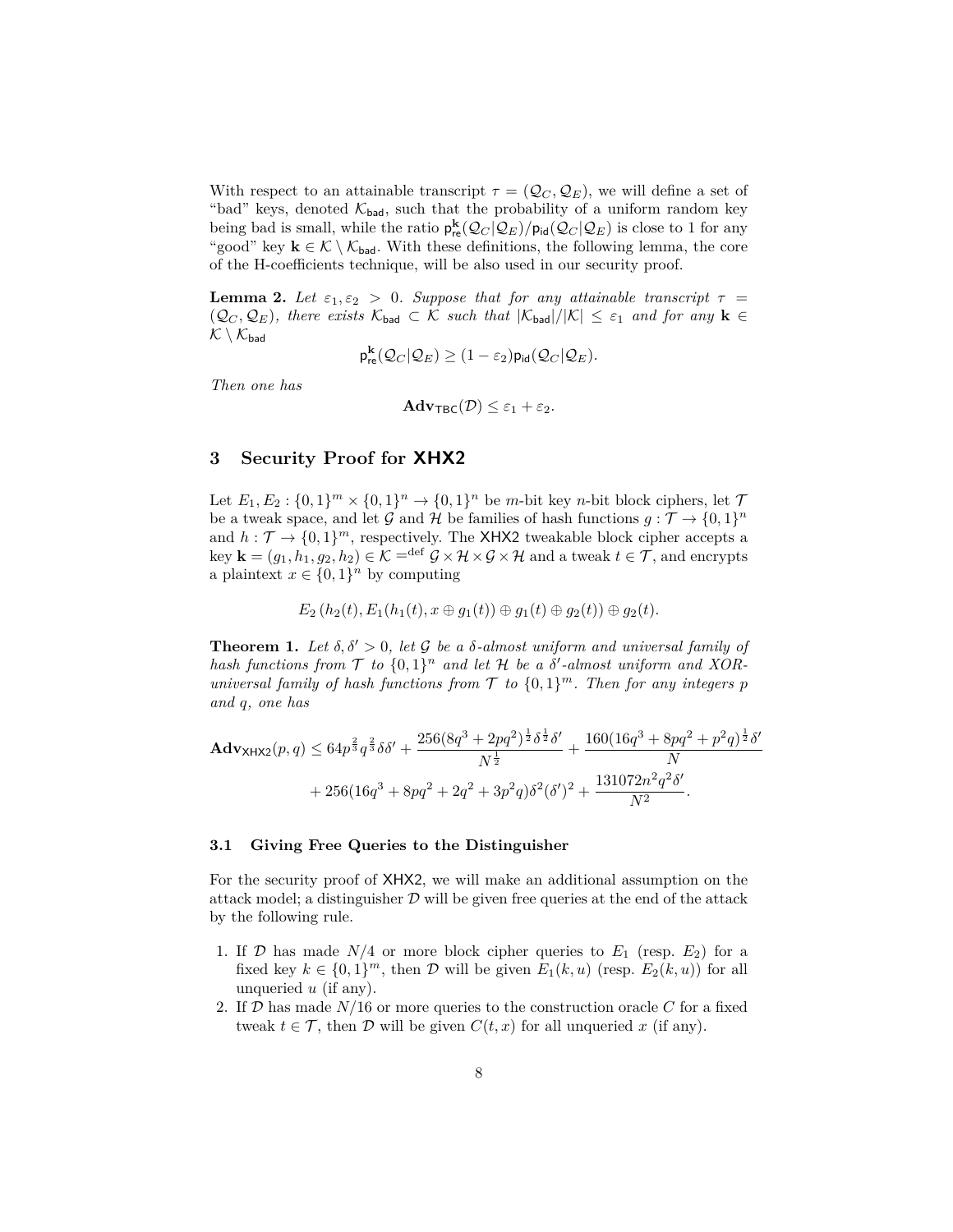With respect to an attainable transcript $\tau = (\mathcal{Q}_C, \mathcal{Q}_E)$, we will define a set of "bad" keys, denoted $\mathcal{K}_{\mathsf{bad}}$, such that the probability of a uniform random key being bad is small, while the ratio $\mathsf{p}^{\mathbf{k}}_{\mathsf{re}}(\mathcal{Q}_C|\mathcal{Q}_E)/\mathsf{p}_{\mathsf{id}}(\mathcal{Q}_C|\mathcal{Q}_E)$ is close to 1 for any "good" key $\mathbf{k} \in \mathcal{K} \setminus \mathcal{K}_{\mathsf{bad}}$. With these definitions, the following lemma, the core of the H-coefficients technique, will be also used in our security proof.

**Lemma 2.** *Let $\varepsilon_1, \varepsilon_2 > 0$. Suppose that for any attainable transcript $\tau = (\mathcal{Q}_C, \mathcal{Q}_E)$, there exists $\mathcal{K}_{\mathsf{bad}} \subset \mathcal{K}$ such that $|\mathcal{K}_{\mathsf{bad}}|/|\mathcal{K}| \leq \varepsilon_1$ and for any $\mathbf{k} \in \mathcal{K} \setminus \mathcal{K}_{\mathsf{bad}}$*

$$\mathsf{p}^{\mathbf{k}}_{\mathsf{re}}(\mathcal{Q}_C|\mathcal{Q}_E) \geq (1 - \varepsilon_2)\mathsf{p}_{\mathsf{id}}(\mathcal{Q}_C|\mathcal{Q}_E).$$

*Then one has*

$$\mathbf{Adv}_{\mathsf{TBC}}(\mathcal{D}) \leq \varepsilon_1 + \varepsilon_2.$$

## 3 Security Proof for XHX2

Let $E_1, E_2 : \{0,1\}^m \times \{0,1\}^n \to \{0,1\}^n$ be $m$-bit key $n$-bit block ciphers, let $\mathcal{T}$ be a tweak space, and let $\mathcal{G}$ and $\mathcal{H}$ be families of hash functions $g : \mathcal{T} \to \{0,1\}^n$ and $h : \mathcal{T} \to \{0,1\}^m$, respectively. The XHX2 tweakable block cipher accepts a key $\mathbf{k} = (g_1, h_1, g_2, h_2) \in \mathcal{K} \stackrel{\text{def}}{=} \mathcal{G} \times \mathcal{H} \times \mathcal{G} \times \mathcal{H}$ and a tweak $t \in \mathcal{T}$, and encrypts a plaintext $x \in \{0,1\}^n$ by computing

$$E_2\left(h_2(t), E_1(h_1(t), x \oplus g_1(t)) \oplus g_1(t) \oplus g_2(t)\right) \oplus g_2(t).$$

**Theorem 1.** *Let $\delta, \delta' > 0$, let $\mathcal{G}$ be a $\delta$-almost uniform and universal family of hash functions from $\mathcal{T}$ to $\{0,1\}^n$ and let $\mathcal{H}$ be a $\delta'$-almost uniform and XOR-universal family of hash functions from $\mathcal{T}$ to $\{0,1\}^m$. Then for any integers $p$ and $q$, one has*

$$\mathbf{Adv}_{\mathsf{XHX2}}(p, q) \leq 64p^{\frac{2}{3}}q^{\frac{2}{3}}\delta\delta' + \frac{256(8q^3 + 2pq^2)^{\frac{1}{2}}\delta^{\frac{1}{2}}\delta'}{N^{\frac{1}{2}}} + \frac{160(16q^3 + 8pq^2 + p^2q)^{\frac{1}{2}}\delta'}{N}$$
$$+ 256(16q^3 + 8pq^2 + 2q^2 + 3p^2q)\delta^2(\delta')^2 + \frac{131072n^2q^2\delta'}{N^2}.$$

### 3.1 Giving Free Queries to the Distinguisher

For the security proof of XHX2, we will make an additional assumption on the attack model; a distinguisher $\mathcal{D}$ will be given free queries at the end of the attack by the following rule.

1. If $\mathcal{D}$ has made $N/4$ or more block cipher queries to $E_1$ (resp. $E_2$) for a fixed key $k \in \{0,1\}^m$, then $\mathcal{D}$ will be given $E_1(k, u)$ (resp. $E_2(k, u)$) for all unqueried $u$ (if any).
2. If $\mathcal{D}$ has made $N/16$ or more queries to the construction oracle $C$ for a fixed tweak $t \in \mathcal{T}$, then $\mathcal{D}$ will be given $C(t, x)$ for all unqueried $x$ (if any).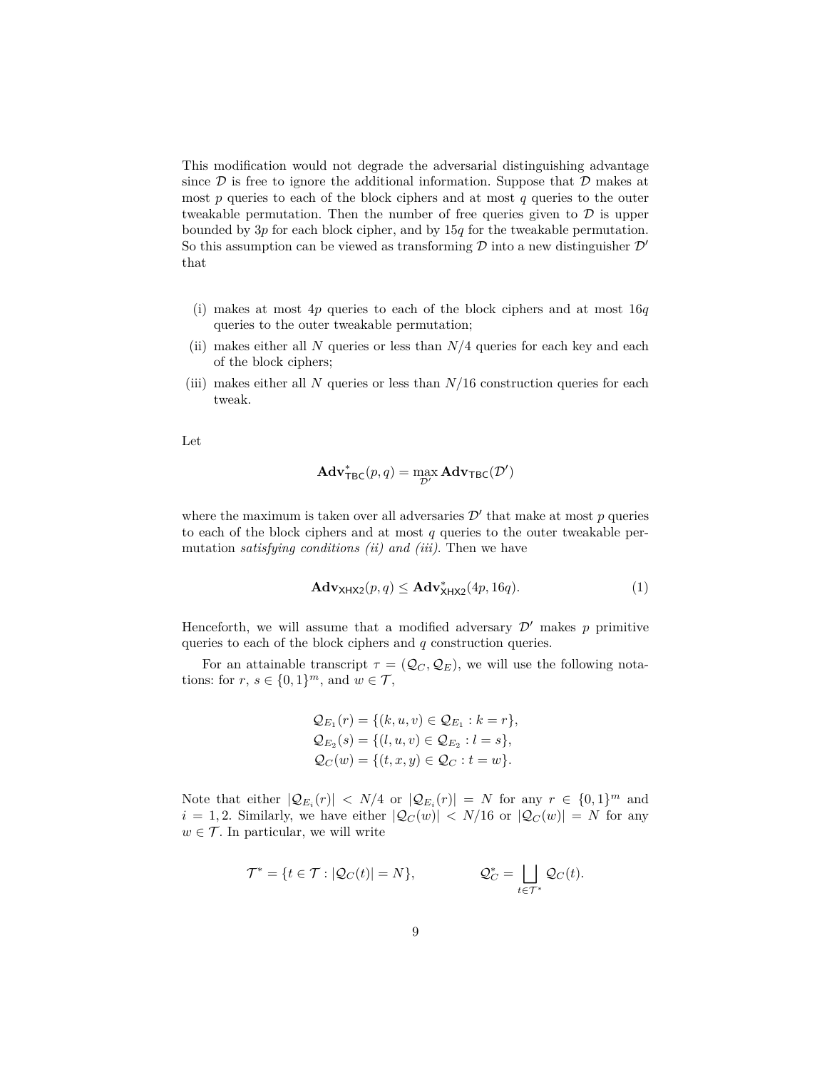This modification would not degrade the adversarial distinguishing advantage since $\mathcal{D}$ is free to ignore the additional information. Suppose that $\mathcal{D}$ makes at most $p$ queries to each of the block ciphers and at most $q$ queries to the outer tweakable permutation. Then the number of free queries given to $\mathcal{D}$ is upper bounded by $3p$ for each block cipher, and by $15q$ for the tweakable permutation. So this assumption can be viewed as transforming $\mathcal{D}$ into a new distinguisher $\mathcal{D}'$ that

(i) makes at most $4p$ queries to each of the block ciphers and at most $16q$ queries to the outer tweakable permutation;
(ii) makes either all $N$ queries or less than $N/4$ queries for each key and each of the block ciphers;
(iii) makes either all $N$ queries or less than $N/16$ construction queries for each tweak.

Let

$$\mathbf{Adv}^*_{\mathsf{TBC}}(p,q) = \max_{\mathcal{D}'} \mathbf{Adv}_{\mathsf{TBC}}(\mathcal{D}')$$

where the maximum is taken over all adversaries $\mathcal{D}'$ that make at most $p$ queries to each of the block ciphers and at most $q$ queries to the outer tweakable permutation *satisfying conditions (ii) and (iii)*. Then we have

$$\mathbf{Adv}_{\mathsf{XHX2}}(p,q) \leq \mathbf{Adv}^*_{\mathsf{XHX2}}(4p, 16q). \tag{1}$$

Henceforth, we will assume that a modified adversary $\mathcal{D}'$ makes $p$ primitive queries to each of the block ciphers and $q$ construction queries.

For an attainable transcript $\tau = (\mathcal{Q}_C, \mathcal{Q}_E)$, we will use the following notations: for $r$, $s \in \{0,1\}^m$, and $w \in \mathcal{T}$,

$$\begin{aligned}
\mathcal{Q}_{E_1}(r) &= \{(k,u,v) \in \mathcal{Q}_{E_1} : k = r\},\\
\mathcal{Q}_{E_2}(s) &= \{(l,u,v) \in \mathcal{Q}_{E_2} : l = s\},\\
\mathcal{Q}_{C}(w) &= \{(t,x,y) \in \mathcal{Q}_{C} : t = w\}.
\end{aligned}$$

Note that either $|\mathcal{Q}_{E_i}(r)| < N/4$ or $|\mathcal{Q}_{E_i}(r)| = N$ for any $r \in \{0,1\}^m$ and $i = 1, 2$. Similarly, we have either $|\mathcal{Q}_C(w)| < N/16$ or $|\mathcal{Q}_C(w)| = N$ for any $w \in \mathcal{T}$. In particular, we will write

$$\mathcal{T}^* = \{t \in \mathcal{T} : |\mathcal{Q}_C(t)| = N\}, \qquad\qquad \mathcal{Q}^*_C = \bigsqcup_{t \in \mathcal{T}^*} \mathcal{Q}_C(t).$$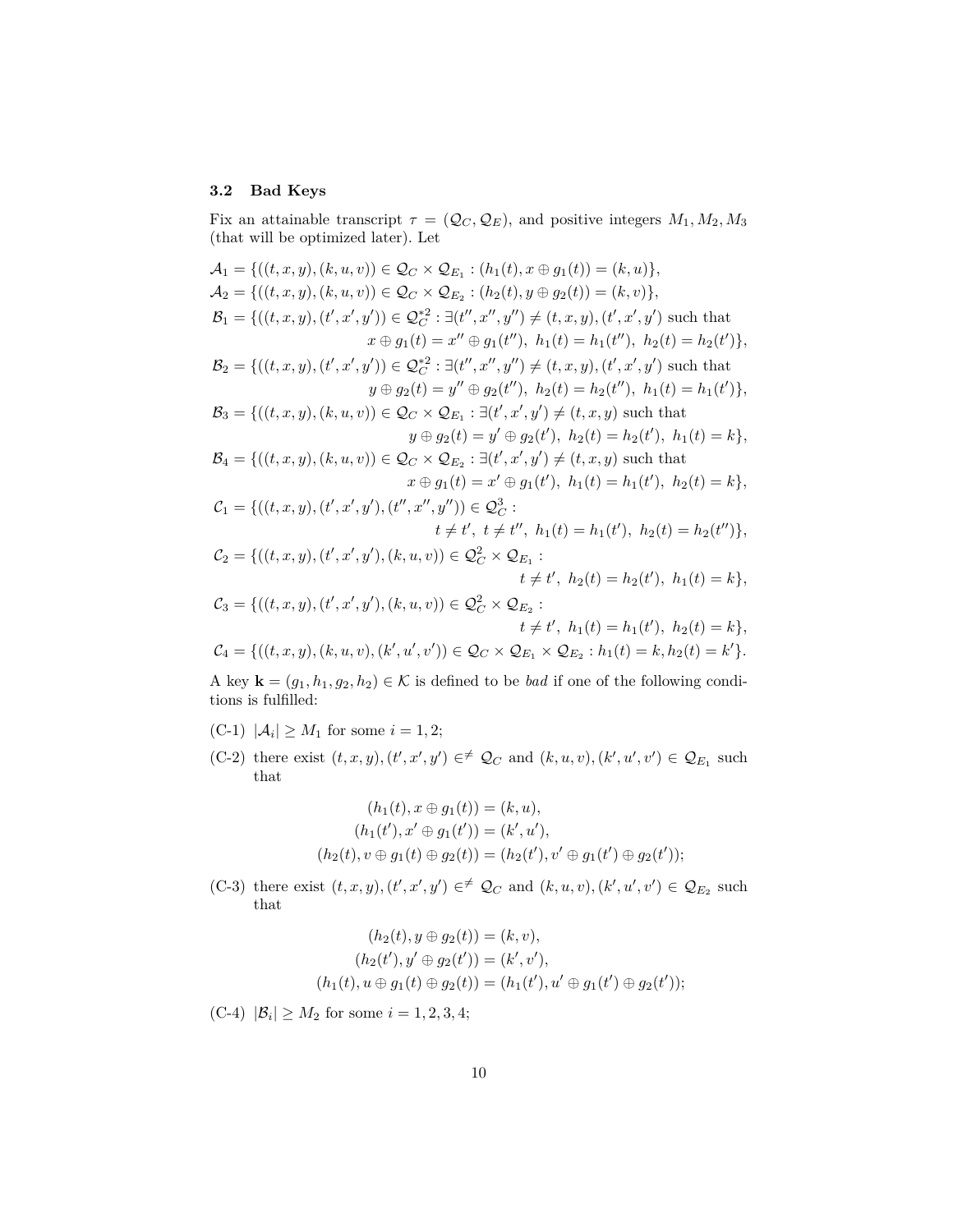### 3.2 Bad Keys

Fix an attainable transcript $\tau = (\mathcal{Q}_C, \mathcal{Q}_E)$, and positive integers $M_1, M_2, M_3$ (that will be optimized later). Let

$$\mathcal{A}_1 = \{((t,x,y),(k,u,v)) \in \mathcal{Q}_C \times \mathcal{Q}_{E_1} : (h_1(t), x \oplus g_1(t)) = (k,u)\},$$

$$\mathcal{A}_2 = \{((t,x,y),(k,u,v)) \in \mathcal{Q}_C \times \mathcal{Q}_{E_2} : (h_2(t), y \oplus g_2(t)) = (k,v)\},$$

$$\mathcal{B}_1 = \{((t,x,y),(t',x',y')) \in \mathcal{Q}_C^{*2} : \exists (t'',x'',y'') \neq (t,x,y),(t',x',y') \text{ such that } x \oplus g_1(t) = x'' \oplus g_1(t''),\ h_1(t) = h_1(t''),\ h_2(t) = h_2(t')\},$$

$$\mathcal{B}_2 = \{((t,x,y),(t',x',y')) \in \mathcal{Q}_C^{*2} : \exists (t'',x'',y'') \neq (t,x,y),(t',x',y') \text{ such that } y \oplus g_2(t) = y'' \oplus g_2(t''),\ h_2(t) = h_2(t''),\ h_1(t) = h_1(t')\},$$

$$\mathcal{B}_3 = \{((t,x,y),(k,u,v)) \in \mathcal{Q}_C \times \mathcal{Q}_{E_1} : \exists (t',x',y') \neq (t,x,y) \text{ such that } y \oplus g_2(t) = y' \oplus g_2(t'),\ h_2(t) = h_2(t'),\ h_1(t) = k\},$$

$$\mathcal{B}_4 = \{((t,x,y),(k,u,v)) \in \mathcal{Q}_C \times \mathcal{Q}_{E_2} : \exists (t',x',y') \neq (t,x,y) \text{ such that } x \oplus g_1(t) = x' \oplus g_1(t'),\ h_1(t) = h_1(t'),\ h_2(t) = k\},$$

$$\mathcal{C}_1 = \{((t,x,y),(t',x',y'),(t'',x'',y'')) \in \mathcal{Q}_C^3 : t \neq t',\ t \neq t'',\ h_1(t) = h_1(t'),\ h_2(t) = h_2(t'')\},$$

$$\mathcal{C}_2 = \{((t,x,y),(t',x',y'),(k,u,v)) \in \mathcal{Q}_C^2 \times \mathcal{Q}_{E_1} : t \neq t',\ h_2(t) = h_2(t'),\ h_1(t) = k\},$$

$$\mathcal{C}_3 = \{((t,x,y),(t',x',y'),(k,u,v)) \in \mathcal{Q}_C^2 \times \mathcal{Q}_{E_2} : t \neq t',\ h_1(t) = h_1(t'),\ h_2(t) = k\},$$

$$\mathcal{C}_4 = \{((t,x,y),(k,u,v),(k',u',v')) \in \mathcal{Q}_C \times \mathcal{Q}_{E_1} \times \mathcal{Q}_{E_2} : h_1(t) = k, h_2(t) = k'\}.$$

A key $\mathbf{k} = (g_1, h_1, g_2, h_2) \in \mathcal{K}$ is defined to be *bad* if one of the following conditions is fulfilled:

(C-1) $|\mathcal{A}_i| \geq M_1$ for some $i = 1, 2$;

(C-2) there exist $(t,x,y),(t',x',y') \in^{\neq} \mathcal{Q}_C$ and $(k,u,v),(k',u',v') \in \mathcal{Q}_{E_1}$ such that

$$(h_1(t), x \oplus g_1(t)) = (k,u),$$
$$(h_1(t'), x' \oplus g_1(t')) = (k',u'),$$
$$(h_2(t), v \oplus g_1(t) \oplus g_2(t)) = (h_2(t'), v' \oplus g_1(t') \oplus g_2(t'));$$

(C-3) there exist $(t,x,y),(t',x',y') \in^{\neq} \mathcal{Q}_C$ and $(k,u,v),(k',u',v') \in \mathcal{Q}_{E_2}$ such that

$$(h_2(t), y \oplus g_2(t)) = (k,v),$$
$$(h_2(t'), y' \oplus g_2(t')) = (k',v'),$$
$$(h_1(t), u \oplus g_1(t) \oplus g_2(t)) = (h_1(t'), u' \oplus g_1(t') \oplus g_2(t'));$$

(C-4) $|\mathcal{B}_i| \geq M_2$ for some $i = 1, 2, 3, 4$;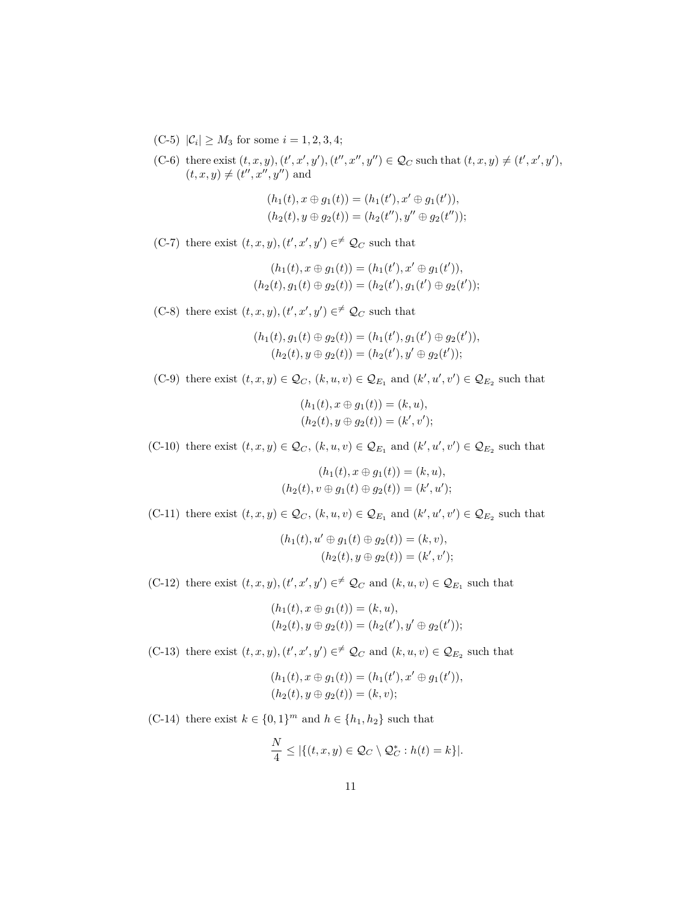(C-5) $|\mathcal{C}_i| \geq M_3$ for some $i = 1, 2, 3, 4$;

(C-6) there exist $(t, x, y), (t', x', y'), (t'', x'', y'') \in \mathcal{Q}_C$ such that $(t, x, y) \neq (t', x', y')$, $(t, x, y) \neq (t'', x'', y'')$ and

$$(h_1(t), x \oplus g_1(t)) = (h_1(t'), x' \oplus g_1(t')),$$
$$(h_2(t), y \oplus g_2(t)) = (h_2(t''), y'' \oplus g_2(t''));$$

(C-7) there exist $(t, x, y), (t', x', y') \in^{\neq} \mathcal{Q}_C$ such that

$$(h_1(t), x \oplus g_1(t)) = (h_1(t'), x' \oplus g_1(t')),$$
$$(h_2(t), g_1(t) \oplus g_2(t)) = (h_2(t'), g_1(t') \oplus g_2(t'));$$

(C-8) there exist $(t, x, y), (t', x', y') \in^{\neq} \mathcal{Q}_C$ such that

$$(h_1(t), g_1(t) \oplus g_2(t)) = (h_1(t'), g_1(t') \oplus g_2(t')),$$
$$(h_2(t), y \oplus g_2(t)) = (h_2(t'), y' \oplus g_2(t'));$$

(C-9) there exist $(t, x, y) \in \mathcal{Q}_C$, $(k, u, v) \in \mathcal{Q}_{E_1}$ and $(k', u', v') \in \mathcal{Q}_{E_2}$ such that

$$(h_1(t), x \oplus g_1(t)) = (k, u),$$
$$(h_2(t), y \oplus g_2(t)) = (k', v');$$

(C-10) there exist $(t, x, y) \in \mathcal{Q}_C$, $(k, u, v) \in \mathcal{Q}_{E_1}$ and $(k', u', v') \in \mathcal{Q}_{E_2}$ such that

$$(h_1(t), x \oplus g_1(t)) = (k, u),$$
$$(h_2(t), v \oplus g_1(t) \oplus g_2(t)) = (k', u');$$

(C-11) there exist $(t, x, y) \in \mathcal{Q}_C$, $(k, u, v) \in \mathcal{Q}_{E_1}$ and $(k', u', v') \in \mathcal{Q}_{E_2}$ such that

$$(h_1(t), u' \oplus g_1(t) \oplus g_2(t)) = (k, v),$$
$$(h_2(t), y \oplus g_2(t)) = (k', v');$$

(C-12) there exist $(t, x, y), (t', x', y') \in^{\neq} \mathcal{Q}_C$ and $(k, u, v) \in \mathcal{Q}_{E_1}$ such that

$$(h_1(t), x \oplus g_1(t)) = (k, u),$$
$$(h_2(t), y \oplus g_2(t)) = (h_2(t'), y' \oplus g_2(t'));$$

(C-13) there exist $(t, x, y), (t', x', y') \in^{\neq} \mathcal{Q}_C$ and $(k, u, v) \in \mathcal{Q}_{E_2}$ such that

$$(h_1(t), x \oplus g_1(t)) = (h_1(t'), x' \oplus g_1(t')),$$
$$(h_2(t), y \oplus g_2(t)) = (k, v);$$

(C-14) there exist $k \in \{0, 1\}^m$ and $h \in \{h_1, h_2\}$ such that

$$\frac{N}{4} \leq |\{(t, x, y) \in \mathcal{Q}_C \setminus \mathcal{Q}_C^* : h(t) = k\}|.$$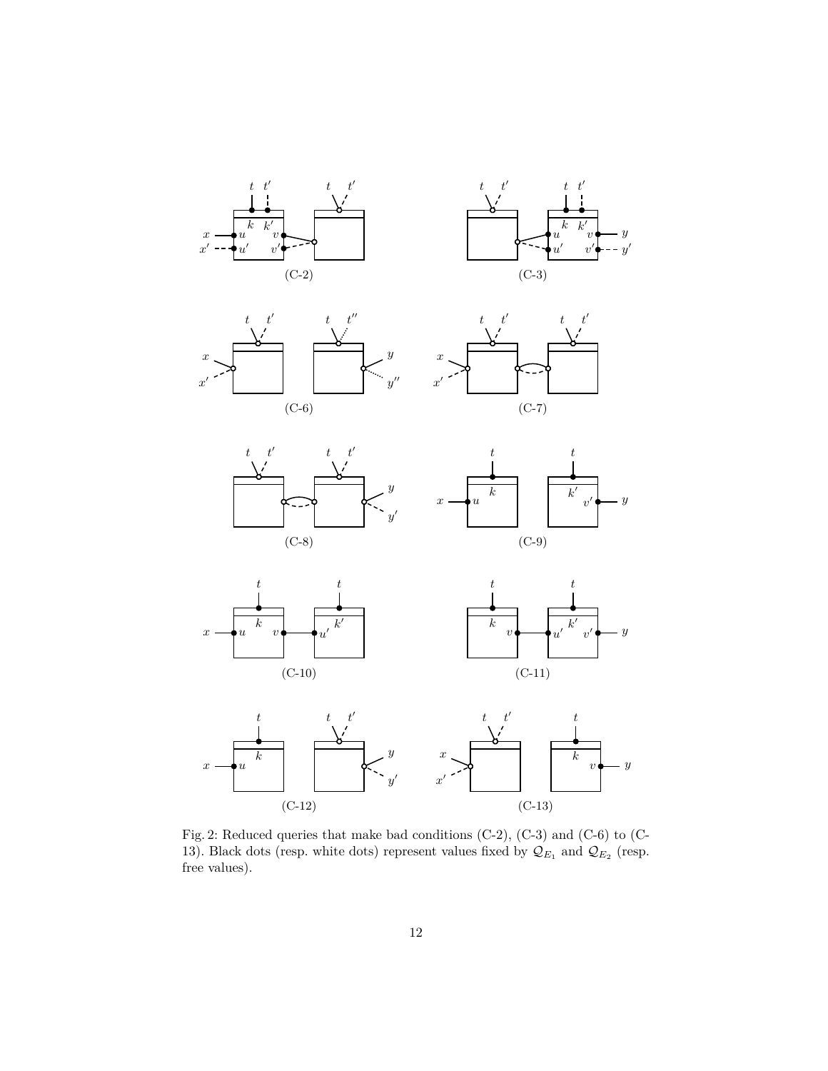Fig. 2: Reduced queries that make bad conditions (C-2), (C-3) and (C-6) to (C-13). Black dots (resp. white dots) represent values fixed by $\mathcal{Q}_{E_1}$ and $\mathcal{Q}_{E_2}$ (resp. free values).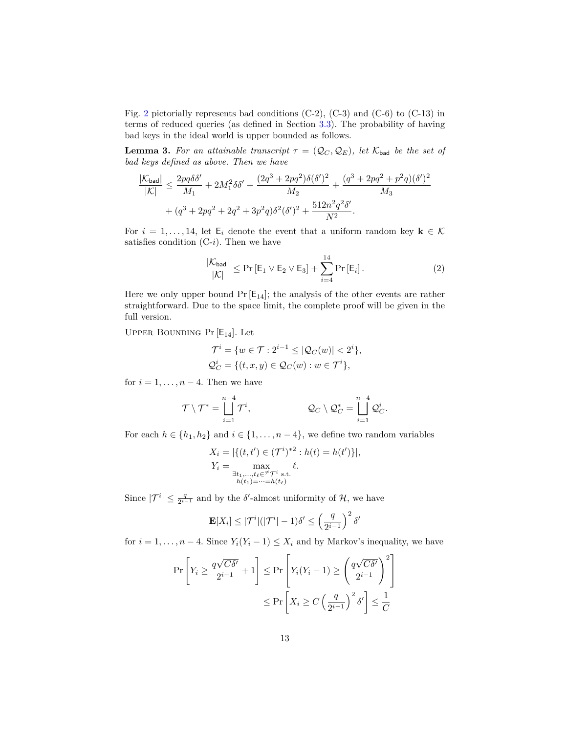Fig. 2 pictorially represents bad conditions (C-2), (C-3) and (C-6) to (C-13) in terms of reduced queries (as defined in Section 3.3). The probability of having bad keys in the ideal world is upper bounded as follows.

**Lemma 3.** *For an attainable transcript $\tau = (\mathcal{Q}_C, \mathcal{Q}_E)$, let $\mathcal{K}_{\mathsf{bad}}$ be the set of bad keys defined as above. Then we have*

$$\frac{|\mathcal{K}_{\mathsf{bad}}|}{|\mathcal{K}|} \leq \frac{2pq\delta\delta'}{M_1} + 2M_1^2\delta\delta' + \frac{(2q^3+2pq^2)\delta(\delta')^2}{M_2} + \frac{(q^3+2pq^2+p^2q)(\delta')^2}{M_3}$$
$$+ (q^3+2pq^2+2q^2+3p^2q)\delta^2(\delta')^2 + \frac{512n^2q^2\delta'}{N^2}.$$

For $i = 1, \ldots, 14$, let $\mathsf{E}_i$ denote the event that a uniform random key $\mathbf{k} \in \mathcal{K}$ satisfies condition (C-$i$). Then we have

$$\frac{|\mathcal{K}_{\mathsf{bad}}|}{|\mathcal{K}|} \leq \Pr\left[\mathsf{E}_1 \vee \mathsf{E}_2 \vee \mathsf{E}_3\right] + \sum_{i=4}^{14} \Pr\left[\mathsf{E}_i\right]. \tag{2}$$

Here we only upper bound $\Pr[\mathsf{E}_{14}]$; the analysis of the other events are rather straightforward. Due to the space limit, the complete proof will be given in the full version.

Upper Bounding $\Pr[\mathsf{E}_{14}]$. Let

$$\mathcal{T}^i = \{w \in \mathcal{T} : 2^{i-1} \leq |\mathcal{Q}_C(w)| < 2^i\},$$
$$\mathcal{Q}_C^i = \{(t,x,y) \in \mathcal{Q}_C(w) : w \in \mathcal{T}^i\},$$

for $i = 1, \ldots, n-4$. Then we have

$$\mathcal{T} \setminus \mathcal{T}^* = \bigsqcup_{i=1}^{n-4} \mathcal{T}^i, \qquad \mathcal{Q}_C \setminus \mathcal{Q}_C^* = \bigsqcup_{i=1}^{n-4} \mathcal{Q}_C^i.$$

For each $h \in \{h_1, h_2\}$ and $i \in \{1, \ldots, n-4\}$, we define two random variables

$$X_i = |\{(t,t') \in (\mathcal{T}^i)^{*2} : h(t) = h(t')\}|,$$
$$Y_i = \max_{\substack{\exists t_1,\ldots,t_\ell \in^{\neq} \mathcal{T}^i \text{ s.t.} \\ h(t_1)=\cdots=h(t_\ell)}} \ell.$$

Since $|\mathcal{T}^i| \leq \frac{q}{2^{i-1}}$ and by the $\delta'$-almost uniformity of $\mathcal{H}$, we have

$$\mathbf{E}[X_i] \leq |\mathcal{T}^i|(|\mathcal{T}^i|-1)\delta' \leq \left(\frac{q}{2^{i-1}}\right)^2 \delta'$$

for $i = 1, \ldots, n-4$. Since $Y_i(Y_i - 1) \leq X_i$ and by Markov's inequality, we have

$$\Pr\left[Y_i \geq \frac{q\sqrt{C\delta'}}{2^{i-1}} + 1\right] \leq \Pr\left[Y_i(Y_i-1) \geq \left(\frac{q\sqrt{C\delta'}}{2^{i-1}}\right)^2\right]$$
$$\leq \Pr\left[X_i \geq C\left(\frac{q}{2^{i-1}}\right)^2 \delta'\right] \leq \frac{1}{C}$$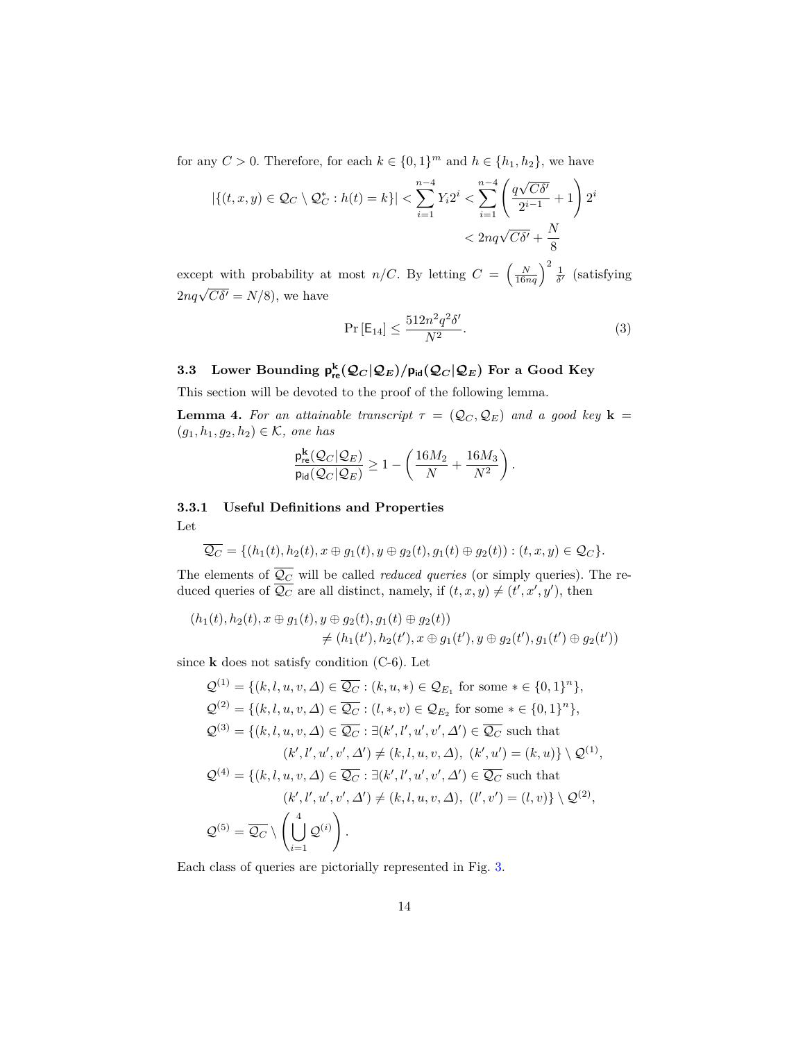for any $C > 0$. Therefore, for each $k \in \{0,1\}^m$ and $h \in \{h_1, h_2\}$, we have

$$
\begin{aligned}
|\{(t,x,y) \in \mathcal{Q}_C \setminus \mathcal{Q}_C^* : h(t) = k\}| < \sum_{i=1}^{n-4} Y_i 2^i &< \sum_{i=1}^{n-4} \left( \frac{q\sqrt{C\delta'}}{2^{i-1}} + 1 \right) 2^i \\
&< 2nq\sqrt{C\delta'} + \frac{N}{8}
\end{aligned}
$$

except with probability at most $n/C$. By letting $C = \left(\frac{N}{16nq}\right)^2 \frac{1}{\delta'}$ (satisfying $2nq\sqrt{C\delta'} = N/8$), we have

$$
\Pr[\mathsf{E}_{14}] \leq \frac{512 n^2 q^2 \delta'}{N^2}. \tag{3}
$$

### 3.3 Lower Bounding $\mathsf{p}_{\mathsf{re}}^{\mathbf{k}}(\mathcal{Q}_C|\mathcal{Q}_E)/\mathsf{p}_{\mathsf{id}}(\mathcal{Q}_C|\mathcal{Q}_E)$ For a Good Key

This section will be devoted to the proof of the following lemma.

**Lemma 4.** *For an attainable transcript $\tau = (\mathcal{Q}_C, \mathcal{Q}_E)$ and a good key $\mathbf{k} = (g_1, h_1, g_2, h_2) \in \mathcal{K}$, one has*

$$
\frac{\mathsf{p}_{\mathsf{re}}^{\mathbf{k}}(\mathcal{Q}_C|\mathcal{Q}_E)}{\mathsf{p}_{\mathsf{id}}(\mathcal{Q}_C|\mathcal{Q}_E)} \geq 1 - \left( \frac{16M_2}{N} + \frac{16M_3}{N^2} \right).
$$

#### 3.3.1 Useful Definitions and Properties

Let

$$
\overline{\mathcal{Q}_C} = \{(h_1(t), h_2(t), x \oplus g_1(t), y \oplus g_2(t), g_1(t) \oplus g_2(t)) : (t,x,y) \in \mathcal{Q}_C\}.
$$

The elements of $\overline{\mathcal{Q}_C}$ will be called *reduced queries* (or simply queries). The reduced queries of $\overline{\mathcal{Q}_C}$ are all distinct, namely, if $(t,x,y) \neq (t',x',y')$, then

$$
\begin{aligned}
&(h_1(t), h_2(t), x \oplus g_1(t), y \oplus g_2(t), g_1(t) \oplus g_2(t)) \\
&\qquad\qquad \neq (h_1(t'), h_2(t'), x \oplus g_1(t'), y \oplus g_2(t'), g_1(t') \oplus g_2(t'))
\end{aligned}
$$

since $\mathbf{k}$ does not satisfy condition (C-6). Let

$$
\begin{aligned}
\mathcal{Q}^{(1)} &= \{(k,l,u,v,\Delta) \in \overline{\mathcal{Q}_C} : (k,u,*) \in \mathcal{Q}_{E_1} \text{ for some } * \in \{0,1\}^n\}, \\
\mathcal{Q}^{(2)} &= \{(k,l,u,v,\Delta) \in \overline{\mathcal{Q}_C} : (l,*,v) \in \mathcal{Q}_{E_2} \text{ for some } * \in \{0,1\}^n\}, \\
\mathcal{Q}^{(3)} &= \{(k,l,u,v,\Delta) \in \overline{\mathcal{Q}_C} : \exists (k',l',u',v',\Delta') \in \overline{\mathcal{Q}_C} \text{ such that} \\
&\qquad (k',l',u',v',\Delta') \neq (k,l,u,v,\Delta),\ (k',u') = (k,u)\} \setminus \mathcal{Q}^{(1)}, \\
\mathcal{Q}^{(4)} &= \{(k,l,u,v,\Delta) \in \overline{\mathcal{Q}_C} : \exists (k',l',u',v',\Delta') \in \overline{\mathcal{Q}_C} \text{ such that} \\
&\qquad (k',l',u',v',\Delta') \neq (k,l,u,v,\Delta),\ (l',v') = (l,v)\} \setminus \mathcal{Q}^{(2)}, \\
\mathcal{Q}^{(5)} &= \overline{\mathcal{Q}_C} \setminus \left( \bigcup_{i=1}^{4} \mathcal{Q}^{(i)} \right).
\end{aligned}
$$

Each class of queries are pictorially represented in Fig. 3.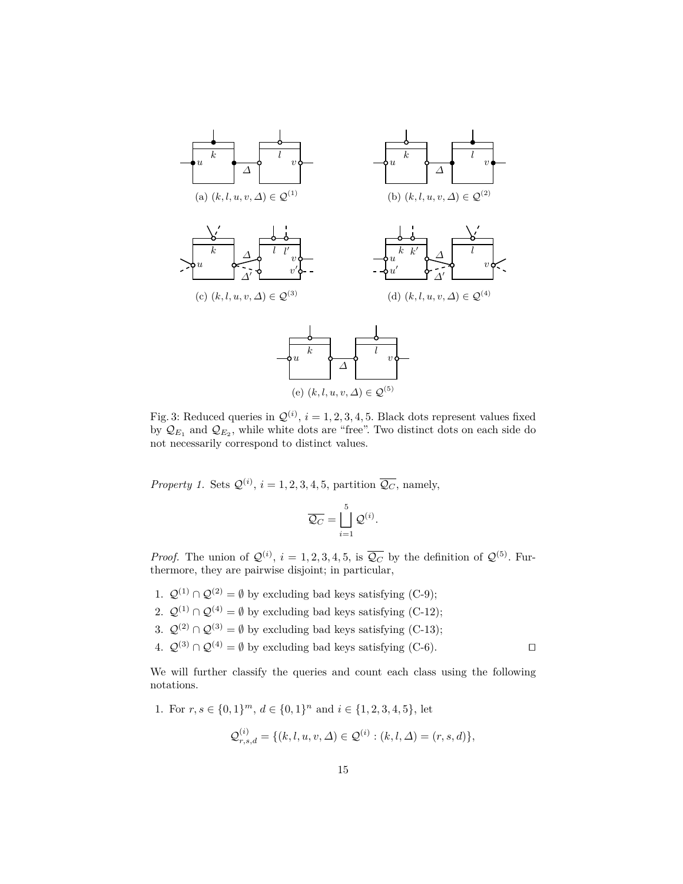(a) $(k, l, u, v, \Delta) \in \mathcal{Q}^{(1)}$

(b) $(k, l, u, v, \Delta) \in \mathcal{Q}^{(2)}$

(c) $(k, l, u, v, \Delta) \in \mathcal{Q}^{(3)}$

(d) $(k, l, u, v, \Delta) \in \mathcal{Q}^{(4)}$

(e) $(k, l, u, v, \Delta) \in \mathcal{Q}^{(5)}$

Fig. 3: Reduced queries in $\mathcal{Q}^{(i)}$, $i = 1, 2, 3, 4, 5$. Black dots represent values fixed by $\mathcal{Q}_{E_1}$ and $\mathcal{Q}_{E_2}$, while white dots are "free". Two distinct dots on each side do not necessarily correspond to distinct values.

*Property 1.* Sets $\mathcal{Q}^{(i)}$, $i = 1, 2, 3, 4, 5$, partition $\overline{\mathcal{Q}_C}$, namely,

$$\overline{\mathcal{Q}_C} = \bigsqcup_{i=1}^{5} \mathcal{Q}^{(i)}.$$

*Proof.* The union of $\mathcal{Q}^{(i)}$, $i = 1, 2, 3, 4, 5$, is $\overline{\mathcal{Q}_C}$ by the definition of $\mathcal{Q}^{(5)}$. Furthermore, they are pairwise disjoint; in particular,

1. $\mathcal{Q}^{(1)} \cap \mathcal{Q}^{(2)} = \emptyset$ by excluding bad keys satisfying (C-9);
2. $\mathcal{Q}^{(1)} \cap \mathcal{Q}^{(4)} = \emptyset$ by excluding bad keys satisfying (C-12);
3. $\mathcal{Q}^{(2)} \cap \mathcal{Q}^{(3)} = \emptyset$ by excluding bad keys satisfying (C-13);
4. $\mathcal{Q}^{(3)} \cap \mathcal{Q}^{(4)} = \emptyset$ by excluding bad keys satisfying (C-6). $\square$

We will further classify the queries and count each class using the following notations.

1. For $r, s \in \{0,1\}^m$, $d \in \{0,1\}^n$ and $i \in \{1, 2, 3, 4, 5\}$, let

$$\mathcal{Q}^{(i)}_{r,s,d} = \{(k, l, u, v, \Delta) \in \mathcal{Q}^{(i)} : (k, l, \Delta) = (r, s, d)\},$$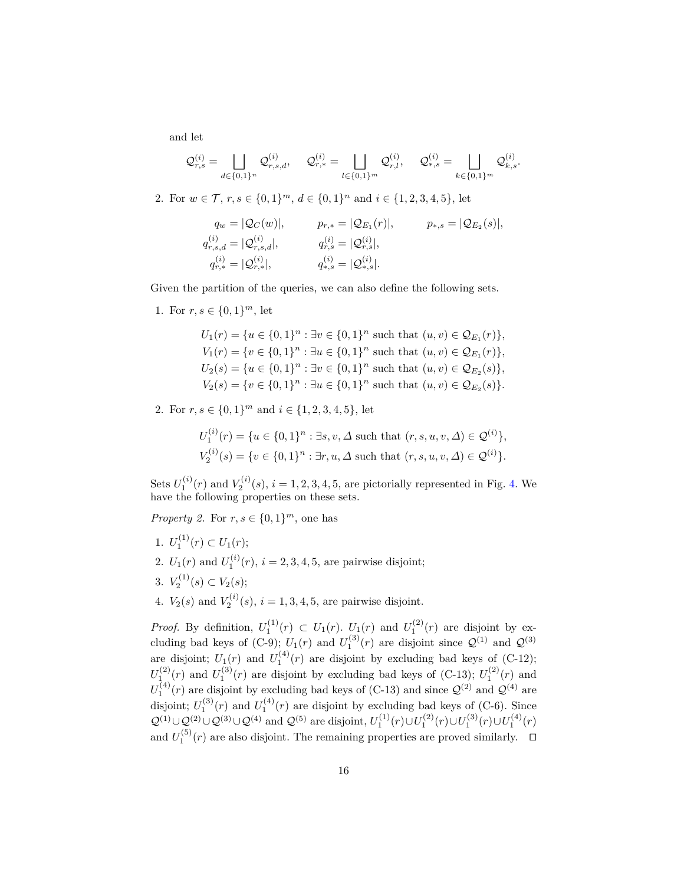and let

$$\mathcal{Q}^{(i)}_{r,s} = \bigsqcup_{d \in \{0,1\}^n} \mathcal{Q}^{(i)}_{r,s,d}, \quad \mathcal{Q}^{(i)}_{r,*} = \bigsqcup_{l \in \{0,1\}^m} \mathcal{Q}^{(i)}_{r,l}, \quad \mathcal{Q}^{(i)}_{*,s} = \bigsqcup_{k \in \{0,1\}^m} \mathcal{Q}^{(i)}_{k,s}.$$

2. For $w \in \mathcal{T}$, $r, s \in \{0,1\}^m$, $d \in \{0,1\}^n$ and $i \in \{1,2,3,4,5\}$, let

$$\begin{aligned} q_w &= |\mathcal{Q}_C(w)|, & p_{r,*} &= |\mathcal{Q}_{E_1}(r)|, & p_{*,s} &= |\mathcal{Q}_{E_2}(s)|, \\ q^{(i)}_{r,s,d} &= |\mathcal{Q}^{(i)}_{r,s,d}|, & q^{(i)}_{r,s} &= |\mathcal{Q}^{(i)}_{r,s}|, & & \\ q^{(i)}_{r,*} &= |\mathcal{Q}^{(i)}_{r,*}|, & q^{(i)}_{*,s} &= |\mathcal{Q}^{(i)}_{*,s}|. & & \end{aligned}$$

Given the partition of the queries, we can also define the following sets.

1. For $r, s \in \{0,1\}^m$, let

$$\begin{aligned} U_1(r) &= \{u \in \{0,1\}^n : \exists v \in \{0,1\}^n \text{ such that } (u,v) \in \mathcal{Q}_{E_1}(r)\}, \\ V_1(r) &= \{v \in \{0,1\}^n : \exists u \in \{0,1\}^n \text{ such that } (u,v) \in \mathcal{Q}_{E_1}(r)\}, \\ U_2(s) &= \{u \in \{0,1\}^n : \exists v \in \{0,1\}^n \text{ such that } (u,v) \in \mathcal{Q}_{E_2}(s)\}, \\ V_2(s) &= \{v \in \{0,1\}^n : \exists u \in \{0,1\}^n \text{ such that } (u,v) \in \mathcal{Q}_{E_2}(s)\}. \end{aligned}$$

2. For $r, s \in \{0,1\}^m$ and $i \in \{1,2,3,4,5\}$, let

$$\begin{aligned} U^{(i)}_1(r) &= \{u \in \{0,1\}^n : \exists s, v, \Delta \text{ such that } (r,s,u,v,\Delta) \in \mathcal{Q}^{(i)}\}, \\ V^{(i)}_2(s) &= \{v \in \{0,1\}^n : \exists r, u, \Delta \text{ such that } (r,s,u,v,\Delta) \in \mathcal{Q}^{(i)}\}. \end{aligned}$$

Sets $U^{(i)}_1(r)$ and $V^{(i)}_2(s)$, $i = 1,2,3,4,5$, are pictorially represented in Fig. 4. We have the following properties on these sets.

*Property 2.* For $r, s \in \{0,1\}^m$, one has

1. $U^{(1)}_1(r) \subset U_1(r)$;
2. $U_1(r)$ and $U^{(i)}_1(r)$, $i = 2,3,4,5$, are pairwise disjoint;
3. $V^{(1)}_2(s) \subset V_2(s)$;
4. $V_2(s)$ and $V^{(i)}_2(s)$, $i = 1,3,4,5$, are pairwise disjoint.

*Proof.* By definition, $U^{(1)}_1(r) \subset U_1(r)$. $U_1(r)$ and $U^{(2)}_1(r)$ are disjoint by excluding bad keys of (C-9); $U_1(r)$ and $U^{(3)}_1(r)$ are disjoint since $\mathcal{Q}^{(1)}$ and $\mathcal{Q}^{(3)}$ are disjoint; $U_1(r)$ and $U^{(4)}_1(r)$ are disjoint by excluding bad keys of (C-12); $U^{(2)}_1(r)$ and $U^{(3)}_1(r)$ are disjoint by excluding bad keys of (C-13); $U^{(2)}_1(r)$ and $U^{(4)}_1(r)$ are disjoint by excluding bad keys of (C-13) and since $\mathcal{Q}^{(2)}$ and $\mathcal{Q}^{(4)}$ are disjoint; $U^{(3)}_1(r)$ and $U^{(4)}_1(r)$ are disjoint by excluding bad keys of (C-6). Since $\mathcal{Q}^{(1)} \cup \mathcal{Q}^{(2)} \cup \mathcal{Q}^{(3)} \cup \mathcal{Q}^{(4)}$ and $\mathcal{Q}^{(5)}$ are disjoint, $U^{(1)}_1(r) \cup U^{(2)}_1(r) \cup U^{(3)}_1(r) \cup U^{(4)}_1(r)$ and $U^{(5)}_1(r)$ are also disjoint. The remaining properties are proved similarly. ◻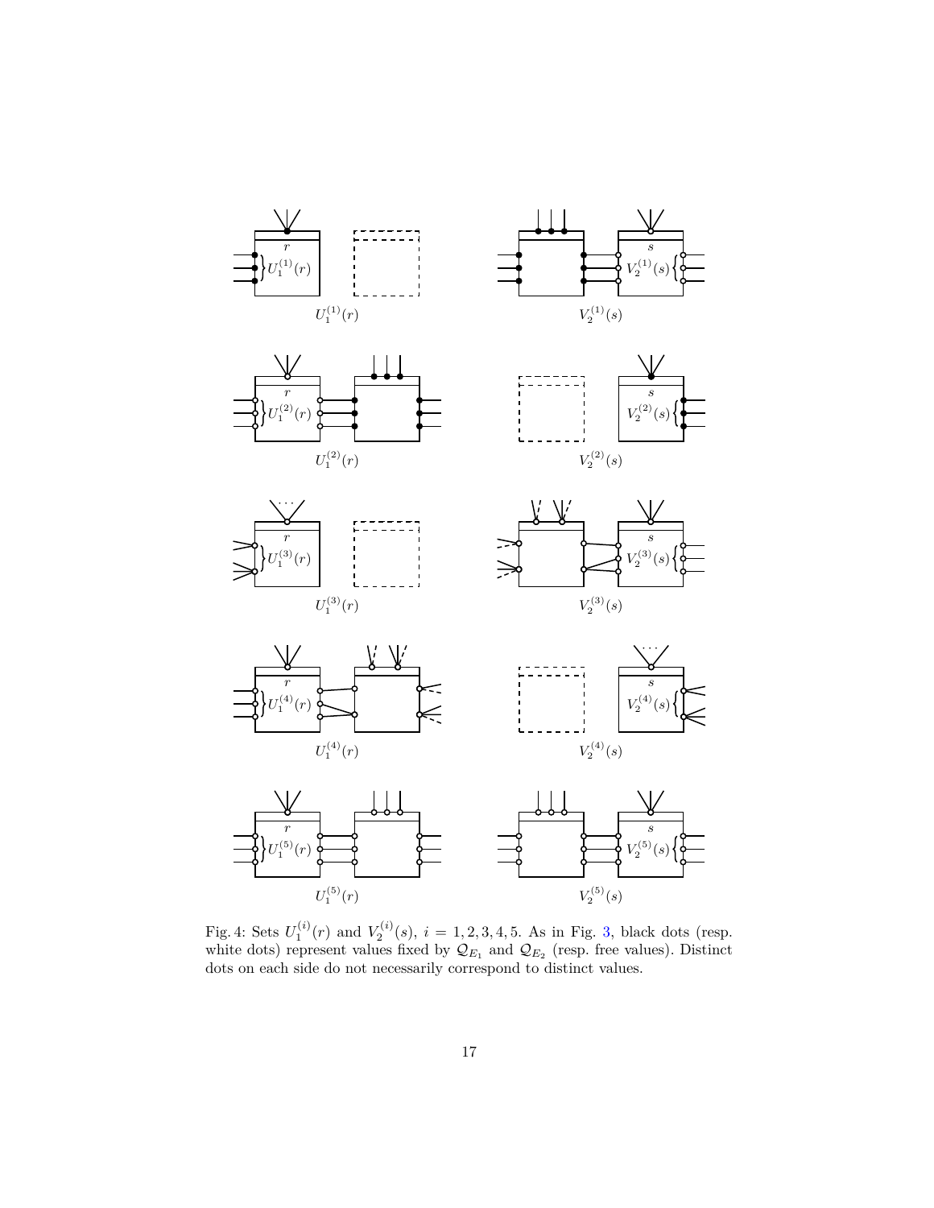Fig. 4: Sets $U_1^{(i)}(r)$ and $V_2^{(i)}(s)$, $i = 1, 2, 3, 4, 5$. As in Fig. 3, black dots (resp. white dots) represent values fixed by $\mathcal{Q}_{E_1}$ and $\mathcal{Q}_{E_2}$ (resp. free values). Distinct dots on each side do not necessarily correspond to distinct values.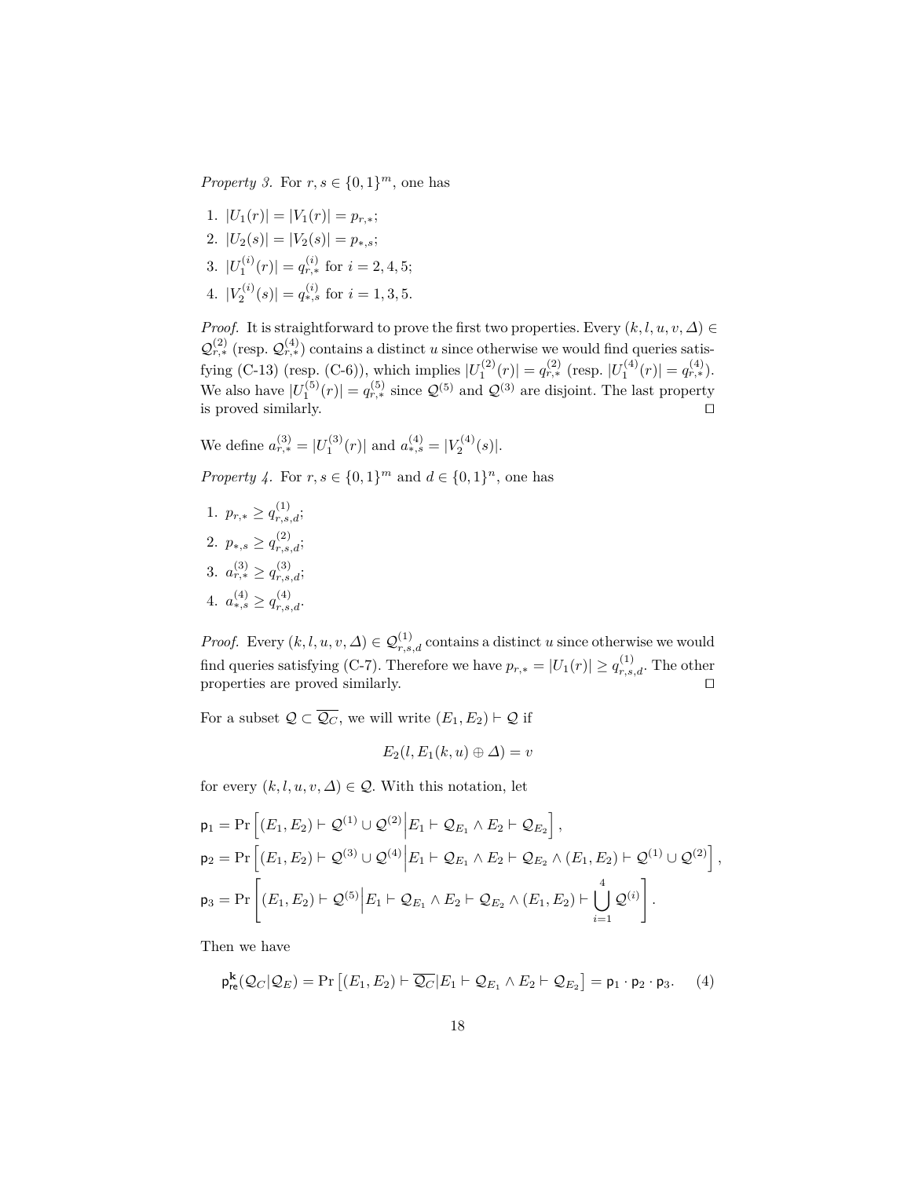*Property 3.* For $r, s \in \{0,1\}^m$, one has

1. $|U_1(r)| = |V_1(r)| = p_{r,*}$;
2. $|U_2(s)| = |V_2(s)| = p_{*,s}$;
3. $|U_1^{(i)}(r)| = q_{r,*}^{(i)}$ for $i = 2, 4, 5$;
4. $|V_2^{(i)}(s)| = q_{*,s}^{(i)}$ for $i = 1, 3, 5$.

*Proof.* It is straightforward to prove the first two properties. Every $(k, l, u, v, \Delta) \in \mathcal{Q}_{r,*}^{(2)}$ (resp. $\mathcal{Q}_{r,*}^{(4)}$) contains a distinct $u$ since otherwise we would find queries satisfying (C-13) (resp. (C-6)), which implies $|U_1^{(2)}(r)| = q_{r,*}^{(2)}$ (resp. $|U_1^{(4)}(r)| = q_{r,*}^{(4)}$). We also have $|U_1^{(5)}(r)| = q_{r,*}^{(5)}$ since $\mathcal{Q}^{(5)}$ and $\mathcal{Q}^{(3)}$ are disjoint. The last property is proved similarly. □

We define $a_{r,*}^{(3)} = |U_1^{(3)}(r)|$ and $a_{*,s}^{(4)} = |V_2^{(4)}(s)|$.

*Property 4.* For $r, s \in \{0,1\}^m$ and $d \in \{0,1\}^n$, one has

1. $p_{r,*} \geq q_{r,s,d}^{(1)}$;
2. $p_{*,s} \geq q_{r,s,d}^{(2)}$;
3. $a_{r,*}^{(3)} \geq q_{r,s,d}^{(3)}$;
4. $a_{*,s}^{(4)} \geq q_{r,s,d}^{(4)}$.

*Proof.* Every $(k, l, u, v, \Delta) \in \mathcal{Q}_{r,s,d}^{(1)}$ contains a distinct $u$ since otherwise we would find queries satisfying (C-7). Therefore we have $p_{r,*} = |U_1(r)| \geq q_{r,s,d}^{(1)}$. The other properties are proved similarly. □

For a subset $\mathcal{Q} \subset \overline{\mathcal{Q}_C}$, we will write $(E_1, E_2) \vdash \mathcal{Q}$ if

$$E_2(l, E_1(k, u) \oplus \Delta) = v$$

for every $(k, l, u, v, \Delta) \in \mathcal{Q}$. With this notation, let

$$\begin{aligned}
\mathsf{p}_1 &= \Pr\left[(E_1, E_2) \vdash \mathcal{Q}^{(1)} \cup \mathcal{Q}^{(2)} \middle| E_1 \vdash \mathcal{Q}_{E_1} \wedge E_2 \vdash \mathcal{Q}_{E_2}\right], \\
\mathsf{p}_2 &= \Pr\left[(E_1, E_2) \vdash \mathcal{Q}^{(3)} \cup \mathcal{Q}^{(4)} \middle| E_1 \vdash \mathcal{Q}_{E_1} \wedge E_2 \vdash \mathcal{Q}_{E_2} \wedge (E_1, E_2) \vdash \mathcal{Q}^{(1)} \cup \mathcal{Q}^{(2)}\right], \\
\mathsf{p}_3 &= \Pr\left[(E_1, E_2) \vdash \mathcal{Q}^{(5)} \middle| E_1 \vdash \mathcal{Q}_{E_1} \wedge E_2 \vdash \mathcal{Q}_{E_2} \wedge (E_1, E_2) \vdash \bigcup_{i=1}^{4} \mathcal{Q}^{(i)}\right].
\end{aligned}$$

Then we have

$$\mathsf{p}_{\mathsf{re}}^{\mathbf{k}}(\mathcal{Q}_C|\mathcal{Q}_E) = \Pr\left[(E_1, E_2) \vdash \overline{\mathcal{Q}_C} | E_1 \vdash \mathcal{Q}_{E_1} \wedge E_2 \vdash \mathcal{Q}_{E_2}\right] = \mathsf{p}_1 \cdot \mathsf{p}_2 \cdot \mathsf{p}_3. \quad (4)$$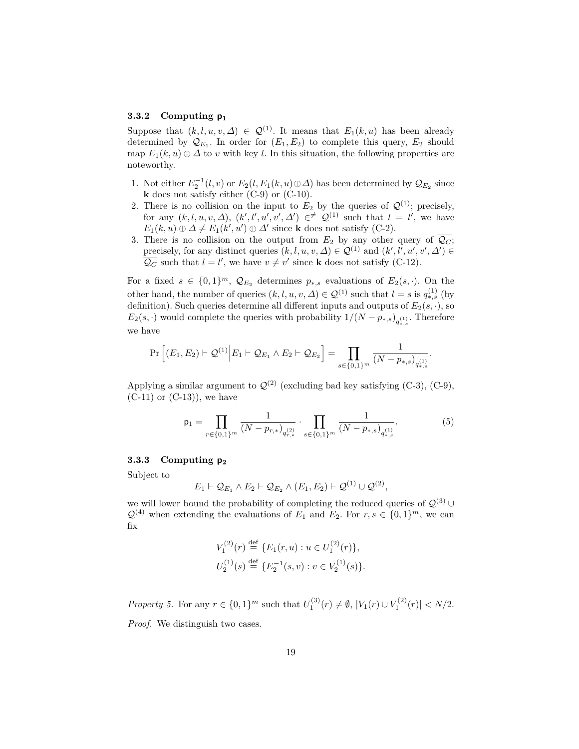#### 3.3.2 Computing $\mathsf{p}_1$

Suppose that $(k, l, u, v, \Delta) \in \mathcal{Q}^{(1)}$. It means that $E_1(k, u)$ has been already determined by $\mathcal{Q}_{E_1}$. In order for $(E_1, E_2)$ to complete this query, $E_2$ should map $E_1(k, u) \oplus \Delta$ to $v$ with key $l$. In this situation, the following properties are noteworthy.

1. Not either $E_2^{-1}(l, v)$ or $E_2(l, E_1(k, u) \oplus \Delta)$ has been determined by $\mathcal{Q}_{E_2}$ since $\mathbf{k}$ does not satisfy either (C-9) or (C-10).
2. There is no collision on the input to $E_2$ by the queries of $\mathcal{Q}^{(1)}$; precisely, for any $(k, l, u, v, \Delta)$, $(k', l', u', v', \Delta') \in^{\neq} \mathcal{Q}^{(1)}$ such that $l = l'$, we have $E_1(k, u) \oplus \Delta \neq E_1(k', u') \oplus \Delta'$ since $\mathbf{k}$ does not satisfy (C-2).
3. There is no collision on the output from $E_2$ by any other query of $\overline{\mathcal{Q}_C}$; precisely, for any distinct queries $(k, l, u, v, \Delta) \in \mathcal{Q}^{(1)}$ and $(k', l', u', v', \Delta') \in \overline{\mathcal{Q}_C}$ such that $l = l'$, we have $v \neq v'$ since $\mathbf{k}$ does not satisfy (C-12).

For a fixed $s \in \{0,1\}^m$, $\mathcal{Q}_{E_2}$ determines $p_{*,s}$ evaluations of $E_2(s, \cdot)$. On the other hand, the number of queries $(k, l, u, v, \Delta) \in \mathcal{Q}^{(1)}$ such that $l = s$ is $q_{*,s}^{(1)}$ (by definition). Such queries determine all different inputs and outputs of $E_2(s, \cdot)$, so $E_2(s, \cdot)$ would complete the queries with probability $1/(N - p_{*,s})_{q_{*,s}^{(1)}}$. Therefore we have

$$\Pr\left[(E_1, E_2) \vdash \mathcal{Q}^{(1)} \middle| E_1 \vdash \mathcal{Q}_{E_1} \wedge E_2 \vdash \mathcal{Q}_{E_2}\right] = \prod_{s \in \{0,1\}^m} \frac{1}{(N - p_{*,s})_{q_{*,s}^{(1)}}}.$$

Applying a similar argument to $\mathcal{Q}^{(2)}$ (excluding bad key satisfying (C-3), (C-9), (C-11) or (C-13)), we have

$$\mathsf{p}_1 = \prod_{r \in \{0,1\}^m} \frac{1}{(N - p_{r,*})_{q_{r,*}^{(2)}}} \cdot \prod_{s \in \{0,1\}^m} \frac{1}{(N - p_{*,s})_{q_{*,s}^{(1)}}}. \tag{5}$$

#### 3.3.3 Computing $\mathsf{p}_2$

Subject to

$$E_1 \vdash \mathcal{Q}_{E_1} \wedge E_2 \vdash \mathcal{Q}_{E_2} \wedge (E_1, E_2) \vdash \mathcal{Q}^{(1)} \cup \mathcal{Q}^{(2)},$$

we will lower bound the probability of completing the reduced queries of $\mathcal{Q}^{(3)} \cup \mathcal{Q}^{(4)}$ when extending the evaluations of $E_1$ and $E_2$. For $r, s \in \{0,1\}^m$, we can fix

$$V_1^{(2)}(r) \stackrel{\text{def}}{=} \{E_1(r, u) : u \in U_1^{(2)}(r)\},$$
$$U_2^{(1)}(s) \stackrel{\text{def}}{=} \{E_2^{-1}(s, v) : v \in V_2^{(1)}(s)\}.$$

*Property 5.* For any $r \in \{0,1\}^m$ such that $U_1^{(3)}(r) \neq \emptyset$, $|V_1(r) \cup V_1^{(2)}(r)| < N/2$.

*Proof.* We distinguish two cases.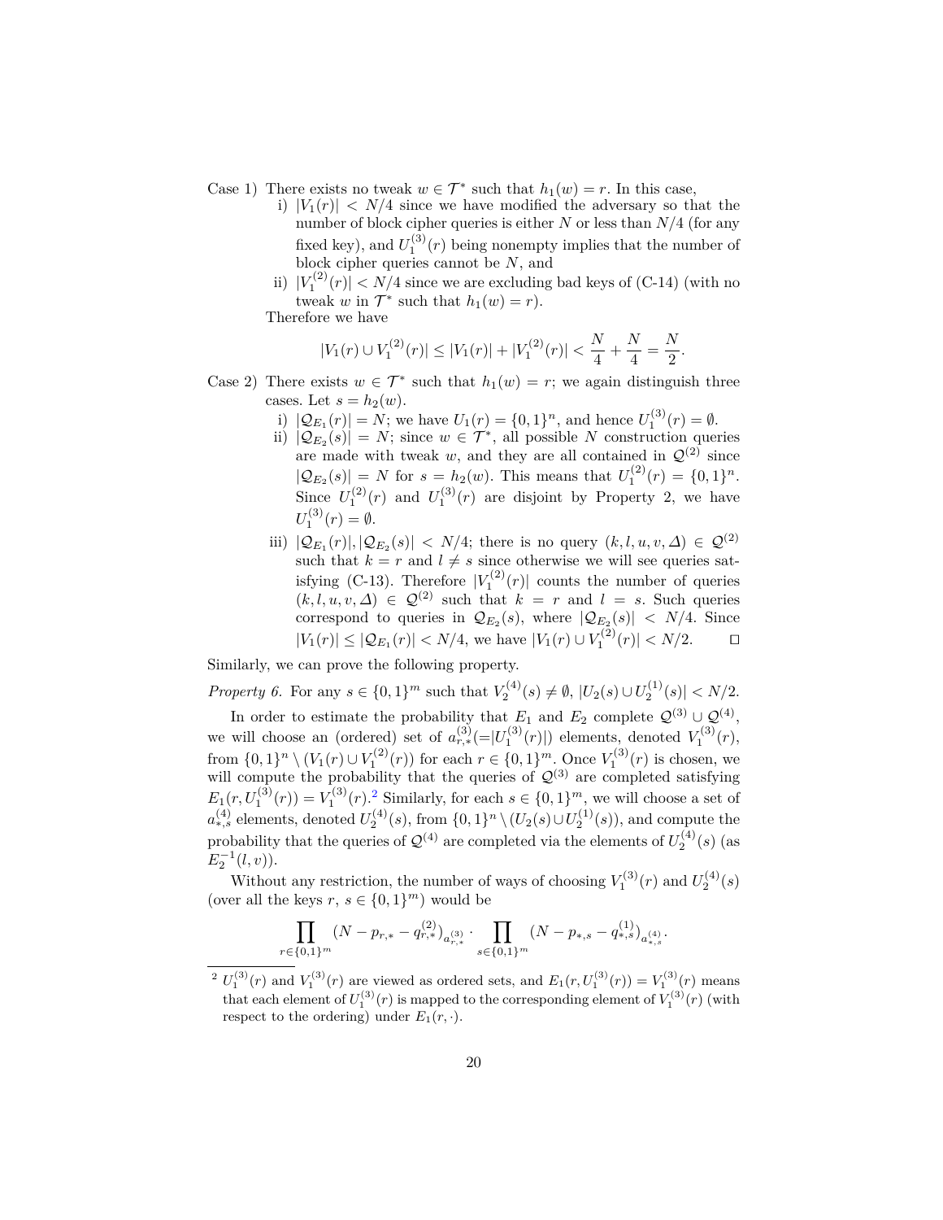Case 1) There exists no tweak $w \in \mathcal{T}^*$ such that $h_1(w) = r$. In this case,

i) $|V_1(r)| < N/4$ since we have modified the adversary so that the number of block cipher queries is either $N$ or less than $N/4$ (for any fixed key), and $U_1^{(3)}(r)$ being nonempty implies that the number of block cipher queries cannot be $N$, and

ii) $|V_1^{(2)}(r)| < N/4$ since we are excluding bad keys of (C-14) (with no tweak $w$ in $\mathcal{T}^*$ such that $h_1(w) = r$).

Therefore we have

$$|V_1(r) \cup V_1^{(2)}(r)| \leq |V_1(r)| + |V_1^{(2)}(r)| < \frac{N}{4} + \frac{N}{4} = \frac{N}{2}.$$

Case 2) There exists $w \in \mathcal{T}^*$ such that $h_1(w) = r$; we again distinguish three cases. Let $s = h_2(w)$.

i) $|\mathcal{Q}_{E_1}(r)| = N$; we have $U_1(r) = \{0,1\}^n$, and hence $U_1^{(3)}(r) = \emptyset$.

ii) $|\mathcal{Q}_{E_2}(s)| = N$; since $w \in \mathcal{T}^*$, all possible $N$ construction queries are made with tweak $w$, and they are all contained in $\mathcal{Q}^{(2)}$ since $|\mathcal{Q}_{E_2}(s)| = N$ for $s = h_2(w)$. This means that $U_1^{(2)}(r) = \{0,1\}^n$. Since $U_1^{(2)}(r)$ and $U_1^{(3)}(r)$ are disjoint by Property 2, we have $U_1^{(3)}(r) = \emptyset$.

iii) $|\mathcal{Q}_{E_1}(r)|, |\mathcal{Q}_{E_2}(s)| < N/4$; there is no query $(k, l, u, v, \Delta) \in \mathcal{Q}^{(2)}$ such that $k = r$ and $l \neq s$ since otherwise we will see queries satisfying (C-13). Therefore $|V_1^{(2)}(r)|$ counts the number of queries $(k, l, u, v, \Delta) \in \mathcal{Q}^{(2)}$ such that $k = r$ and $l = s$. Such queries correspond to queries in $\mathcal{Q}_{E_2}(s)$, where $|\mathcal{Q}_{E_2}(s)| < N/4$. Since $|V_1(r)| \leq |\mathcal{Q}_{E_1}(r)| < N/4$, we have $|V_1(r) \cup V_1^{(2)}(r)| < N/2$. $\square$

Similarly, we can prove the following property.

*Property 6.* For any $s \in \{0,1\}^m$ such that $V_2^{(4)}(s) \neq \emptyset$, $|U_2(s) \cup U_2^{(1)}(s)| < N/2$.

In order to estimate the probability that $E_1$ and $E_2$ complete $\mathcal{Q}^{(3)} \cup \mathcal{Q}^{(4)}$, we will choose an (ordered) set of $a_{r,*}^{(3)} (= |U_1^{(3)}(r)|)$ elements, denoted $V_1^{(3)}(r)$, from $\{0,1\}^n \setminus (V_1(r) \cup V_1^{(2)}(r))$ for each $r \in \{0,1\}^m$. Once $V_1^{(3)}(r)$ is chosen, we will compute the probability that the queries of $\mathcal{Q}^{(3)}$ are completed satisfying $E_1(r, U_1^{(3)}(r)) = V_1^{(3)}(r)$.[2] Similarly, for each $s \in \{0,1\}^m$, we will choose a set of $a_{*,s}^{(4)}$ elements, denoted $U_2^{(4)}(s)$, from $\{0,1\}^n \setminus (U_2(s) \cup U_2^{(1)}(s))$, and compute the probability that the queries of $\mathcal{Q}^{(4)}$ are completed via the elements of $U_2^{(4)}(s)$ (as $E_2^{-1}(l, v)$).

Without any restriction, the number of ways of choosing $V_1^{(3)}(r)$ and $U_2^{(4)}(s)$ (over all the keys $r$, $s \in \{0,1\}^m$) would be

$$\prod_{r \in \{0,1\}^m} (N - p_{r,*} - q_{r,*}^{(2)})_{a_{r,*}^{(3)}} \cdot \prod_{s \in \{0,1\}^m} (N - p_{*,s} - q_{*,s}^{(1)})_{a_{*,s}^{(4)}}.$$

[2] $U_1^{(3)}(r)$ and $V_1^{(3)}(r)$ are viewed as ordered sets, and $E_1(r, U_1^{(3)}(r)) = V_1^{(3)}(r)$ means that each element of $U_1^{(3)}(r)$ is mapped to the corresponding element of $V_1^{(3)}(r)$ (with respect to the ordering) under $E_1(r, \cdot)$.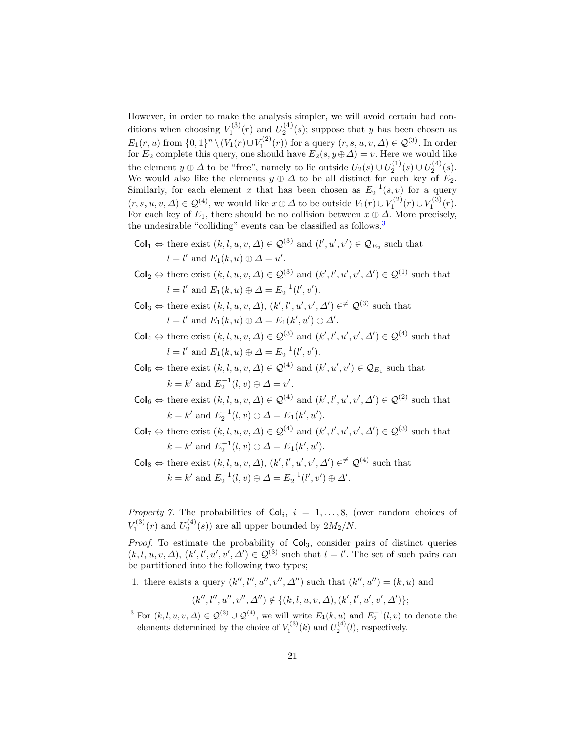However, in order to make the analysis simpler, we will avoid certain bad conditions when choosing $V_1^{(3)}(r)$ and $U_2^{(4)}(s)$; suppose that $y$ has been chosen as $E_1(r,u)$ from $\{0,1\}^n \setminus (V_1(r) \cup V_1^{(2)}(r))$ for a query $(r,s,u,v,\Delta) \in \mathcal{Q}^{(3)}$. In order for $E_2$ complete this query, one should have $E_2(s, y \oplus \Delta) = v$. Here we would like the element $y \oplus \Delta$ to be "free", namely to lie outside $U_2(s) \cup U_2^{(1)}(s) \cup U_2^{(4)}(s)$. We would also like the elements $y \oplus \Delta$ to be all distinct for each key of $E_2$. Similarly, for each element $x$ that has been chosen as $E_2^{-1}(s,v)$ for a query $(r,s,u,v,\Delta) \in \mathcal{Q}^{(4)}$, we would like $x \oplus \Delta$ to be outside $V_1(r) \cup V_1^{(2)}(r) \cup V_1^{(3)}(r)$. For each key of $E_1$, there should be no collision between $x \oplus \Delta$. More precisely, the undesirable "colliding" events can be classified as follows.[3]

- $\mathsf{Col}_1 \Leftrightarrow$ there exist $(k,l,u,v,\Delta) \in \mathcal{Q}^{(3)}$ and $(l',u',v') \in \mathcal{Q}_{E_2}$ such that $l = l'$ and $E_1(k,u) \oplus \Delta = u'$.
- $\mathsf{Col}_2 \Leftrightarrow$ there exist $(k,l,u,v,\Delta) \in \mathcal{Q}^{(3)}$ and $(k',l',u',v',\Delta') \in \mathcal{Q}^{(1)}$ such that $l = l'$ and $E_1(k,u) \oplus \Delta = E_2^{-1}(l',v')$.
- $\mathsf{Col}_3 \Leftrightarrow$ there exist $(k,l,u,v,\Delta)$, $(k',l',u',v',\Delta') \in^{\neq} \mathcal{Q}^{(3)}$ such that $l = l'$ and $E_1(k,u) \oplus \Delta = E_1(k',u') \oplus \Delta'$.
- $\mathsf{Col}_4 \Leftrightarrow$ there exist $(k,l,u,v,\Delta) \in \mathcal{Q}^{(3)}$ and $(k',l',u',v',\Delta') \in \mathcal{Q}^{(4)}$ such that $l = l'$ and $E_1(k,u) \oplus \Delta = E_2^{-1}(l',v')$.
- $\mathsf{Col}_5 \Leftrightarrow$ there exist $(k,l,u,v,\Delta) \in \mathcal{Q}^{(4)}$ and $(k',u',v') \in \mathcal{Q}_{E_1}$ such that $k = k'$ and $E_2^{-1}(l,v) \oplus \Delta = v'$.
- $\mathsf{Col}_6 \Leftrightarrow$ there exist $(k,l,u,v,\Delta) \in \mathcal{Q}^{(4)}$ and $(k',l',u',v',\Delta') \in \mathcal{Q}^{(2)}$ such that $k = k'$ and $E_2^{-1}(l,v) \oplus \Delta = E_1(k',u')$.
- $\mathsf{Col}_7 \Leftrightarrow$ there exist $(k,l,u,v,\Delta) \in \mathcal{Q}^{(4)}$ and $(k',l',u',v',\Delta') \in \mathcal{Q}^{(3)}$ such that $k = k'$ and $E_2^{-1}(l,v) \oplus \Delta = E_1(k',u')$.
- $\mathsf{Col}_8 \Leftrightarrow$ there exist $(k,l,u,v,\Delta)$, $(k',l',u',v',\Delta') \in^{\neq} \mathcal{Q}^{(4)}$ such that $k = k'$ and $E_2^{-1}(l,v) \oplus \Delta = E_2^{-1}(l',v') \oplus \Delta'$.

*Property 7.* The probabilities of $\mathsf{Col}_i$, $i = 1, \ldots, 8$, (over random choices of $V_1^{(3)}(r)$ and $U_2^{(4)}(s)$) are all upper bounded by $2M_2/N$.

*Proof.* To estimate the probability of $\mathsf{Col}_3$, consider pairs of distinct queries $(k,l,u,v,\Delta)$, $(k',l',u',v',\Delta') \in \mathcal{Q}^{(3)}$ such that $l = l'$. The set of such pairs can be partitioned into the following two types;

1. there exists a query $(k'',l'',u'',v'',\Delta'')$ such that $(k'',u'') = (k,u)$ and

$$(k'',l'',u'',v'',\Delta'') \notin \{(k,l,u,v,\Delta),(k',l',u',v',\Delta')\};$$

[3] For $(k,l,u,v,\Delta) \in \mathcal{Q}^{(3)} \cup \mathcal{Q}^{(4)}$, we will write $E_1(k,u)$ and $E_2^{-1}(l,v)$ to denote the elements determined by the choice of $V_1^{(3)}(k)$ and $U_2^{(4)}(l)$, respectively.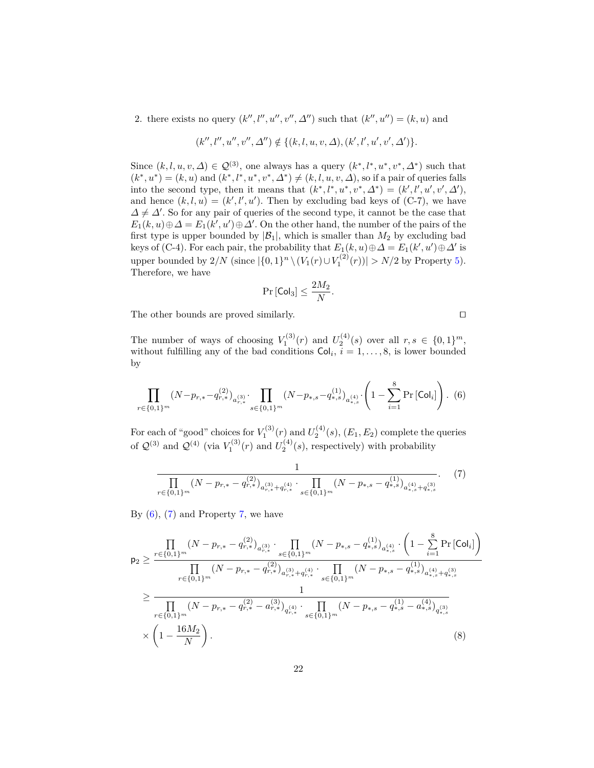2. there exists no query $(k'', l'', u'', v'', \Delta'')$ such that $(k'', u'') = (k, u)$ and

$$(k'', l'', u'', v'', \Delta'') \notin \{(k, l, u, v, \Delta), (k', l', u', v', \Delta')\}.$$

Since $(k, l, u, v, \Delta) \in \mathcal{Q}^{(3)}$, one always has a query $(k^*, l^*, u^*, v^*, \Delta^*)$ such that $(k^*, u^*) = (k, u)$ and $(k^*, l^*, u^*, v^*, \Delta^*) \neq (k, l, u, v, \Delta)$, so if a pair of queries falls into the second type, then it means that $(k^*, l^*, u^*, v^*, \Delta^*) = (k', l', u', v', \Delta')$, and hence $(k, l, u) = (k', l', u')$. Then by excluding bad keys of (C-7), we have $\Delta \neq \Delta'$. So for any pair of queries of the second type, it cannot be the case that $E_1(k, u) \oplus \Delta = E_1(k', u') \oplus \Delta'$. On the other hand, the number of the pairs of the first type is upper bounded by $|\mathcal{B}_1|$, which is smaller than $M_2$ by excluding bad keys of (C-4). For each pair, the probability that $E_1(k, u) \oplus \Delta = E_1(k', u') \oplus \Delta'$ is upper bounded by $2/N$ (since $|\{0,1\}^n \setminus (V_1(r) \cup V_1^{(2)}(r))| > N/2$ by Property 5). Therefore, we have

$$\Pr[\mathsf{Col}_3] \leq \frac{2M_2}{N}.$$

The other bounds are proved similarly. ◻

The number of ways of choosing $V_1^{(3)}(r)$ and $U_2^{(4)}(s)$ over all $r, s \in \{0,1\}^m$, without fulfilling any of the bad conditions $\mathsf{Col}_i$, $i = 1, \ldots, 8$, is lower bounded by

$$\prod_{r \in \{0,1\}^m} (N - p_{r,*} - q^{(2)}_{r,*})_{a^{(3)}_{r,*}} \cdot \prod_{s \in \{0,1\}^m} (N - p_{*,s} - q^{(1)}_{*,s})_{a^{(4)}_{*,s}} \cdot \left(1 - \sum_{i=1}^{8} \Pr[\mathsf{Col}_i]\right). \quad (6)$$

For each of "good" choices for $V_1^{(3)}(r)$ and $U_2^{(4)}(s)$, $(E_1, E_2)$ complete the queries of $\mathcal{Q}^{(3)}$ and $\mathcal{Q}^{(4)}$ (via $V_1^{(3)}(r)$ and $U_2^{(4)}(s)$, respectively) with probability

$$\frac{1}{\prod\limits_{r \in \{0,1\}^m} (N - p_{r,*} - q^{(2)}_{r,*})_{a^{(3)}_{r,*} + q^{(4)}_{r,*}} \cdot \prod\limits_{s \in \{0,1\}^m} (N - p_{*,s} - q^{(1)}_{*,s})_{a^{(4)}_{*,s} + q^{(3)}_{*,s}}}. \quad (7)$$

By (6), (7) and Property 7, we have

$$\begin{aligned}
\mathsf{p}_2 &\geq \frac{\prod\limits_{r \in \{0,1\}^m} (N - p_{r,*} - q^{(2)}_{r,*})_{a^{(3)}_{r,*}} \cdot \prod\limits_{s \in \{0,1\}^m} (N - p_{*,s} - q^{(1)}_{*,s})_{a^{(4)}_{*,s}} \cdot \left(1 - \sum\limits_{i=1}^{8} \Pr[\mathsf{Col}_i]\right)}{\prod\limits_{r \in \{0,1\}^m} (N - p_{r,*} - q^{(2)}_{r,*})_{a^{(3)}_{r,*} + q^{(4)}_{r,*}} \cdot \prod\limits_{s \in \{0,1\}^m} (N - p_{*,s} - q^{(1)}_{*,s})_{a^{(4)}_{*,s} + q^{(3)}_{*,s}}} \\
&\geq \frac{1}{\prod\limits_{r \in \{0,1\}^m} (N - p_{r,*} - q^{(2)}_{r,*} - a^{(3)}_{r,*})_{q^{(4)}_{r,*}} \cdot \prod\limits_{s \in \{0,1\}^m} (N - p_{*,s} - q^{(1)}_{*,s} - a^{(4)}_{*,s})_{q^{(3)}_{*,s}}} \\
&\quad \times \left(1 - \frac{16M_2}{N}\right). \qquad (8)
\end{aligned}$$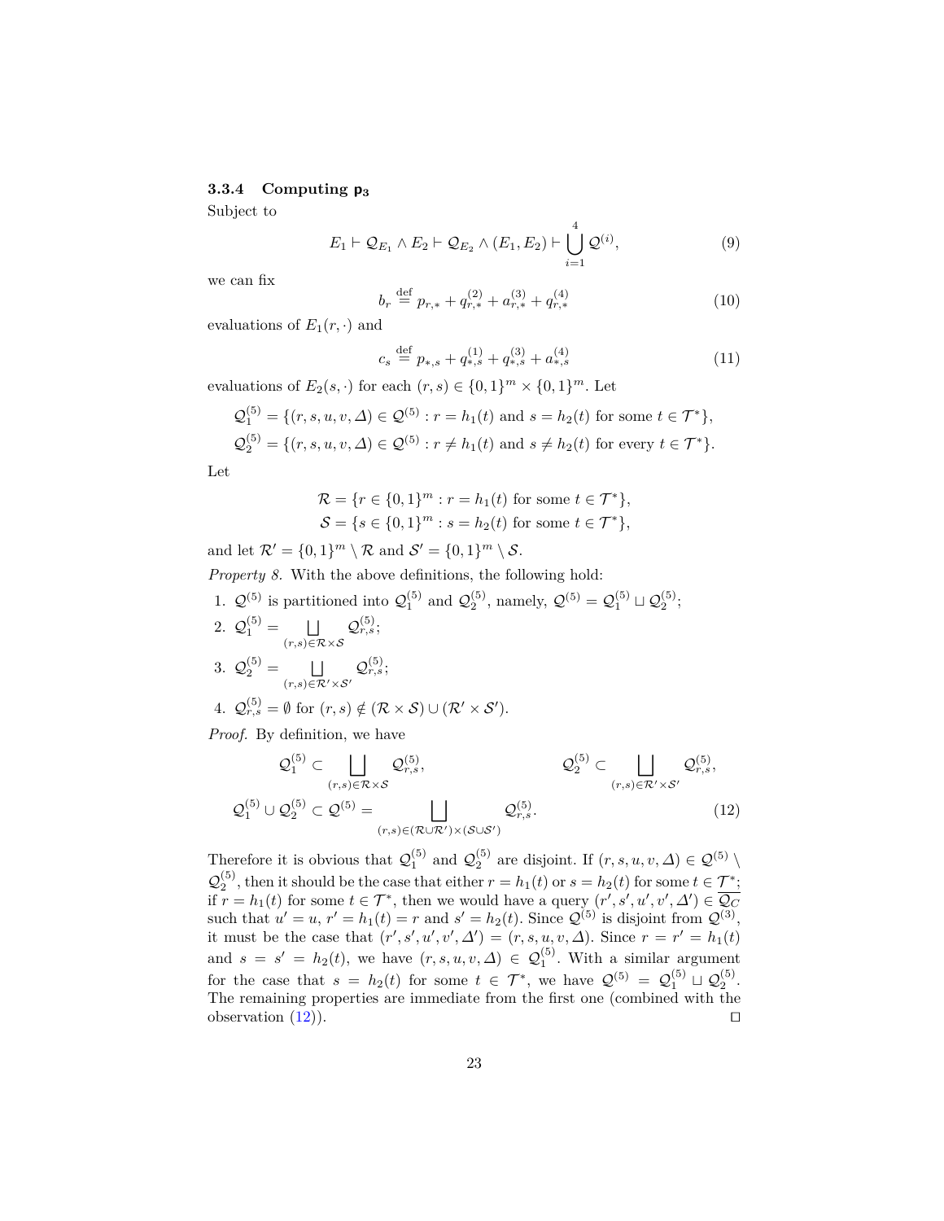#### 3.3.4 Computing $\mathbf{p_3}$

Subject to

$$E_1 \vdash \mathcal{Q}_{E_1} \wedge E_2 \vdash \mathcal{Q}_{E_2} \wedge (E_1, E_2) \vdash \bigcup_{i=1}^{4} \mathcal{Q}^{(i)}, \tag{9}$$

we can fix

$$b_r \stackrel{\text{def}}{=} p_{r,*} + q_{r,*}^{(2)} + a_{r,*}^{(3)} + q_{r,*}^{(4)} \tag{10}$$

evaluations of $E_1(r, \cdot)$ and

$$c_s \stackrel{\text{def}}{=} p_{*,s} + q_{*,s}^{(1)} + q_{*,s}^{(3)} + a_{*,s}^{(4)} \tag{11}$$

evaluations of $E_2(s, \cdot)$ for each $(r, s) \in \{0,1\}^m \times \{0,1\}^m$. Let

$$\mathcal{Q}_1^{(5)} = \{(r, s, u, v, \Delta) \in \mathcal{Q}^{(5)} : r = h_1(t) \text{ and } s = h_2(t) \text{ for some } t \in \mathcal{T}^*\},$$
$$\mathcal{Q}_2^{(5)} = \{(r, s, u, v, \Delta) \in \mathcal{Q}^{(5)} : r \neq h_1(t) \text{ and } s \neq h_2(t) \text{ for every } t \in \mathcal{T}^*\}.$$

Let

$$\mathcal{R} = \{r \in \{0,1\}^m : r = h_1(t) \text{ for some } t \in \mathcal{T}^*\},$$
$$\mathcal{S} = \{s \in \{0,1\}^m : s = h_2(t) \text{ for some } t \in \mathcal{T}^*\},$$

and let $\mathcal{R}' = \{0,1\}^m \setminus \mathcal{R}$ and $\mathcal{S}' = \{0,1\}^m \setminus \mathcal{S}$.

*Property 8.* With the above definitions, the following hold:

1. $\mathcal{Q}^{(5)}$ is partitioned into $\mathcal{Q}_1^{(5)}$ and $\mathcal{Q}_2^{(5)}$, namely, $\mathcal{Q}^{(5)} = \mathcal{Q}_1^{(5)} \sqcup \mathcal{Q}_2^{(5)}$;
2. $\mathcal{Q}_1^{(5)} = \bigsqcup_{(r,s) \in \mathcal{R} \times \mathcal{S}} \mathcal{Q}_{r,s}^{(5)}$;
3. $\mathcal{Q}_2^{(5)} = \bigsqcup_{(r,s) \in \mathcal{R}' \times \mathcal{S}'} \mathcal{Q}_{r,s}^{(5)}$;
4. $\mathcal{Q}_{r,s}^{(5)} = \emptyset$ for $(r, s) \notin (\mathcal{R} \times \mathcal{S}) \cup (\mathcal{R}' \times \mathcal{S}')$.

*Proof.* By definition, we have

$$\mathcal{Q}_1^{(5)} \subset \bigsqcup_{(r,s) \in \mathcal{R} \times \mathcal{S}} \mathcal{Q}_{r,s}^{(5)}, \qquad \mathcal{Q}_2^{(5)} \subset \bigsqcup_{(r,s) \in \mathcal{R}' \times \mathcal{S}'} \mathcal{Q}_{r,s}^{(5)},$$
$$\mathcal{Q}_1^{(5)} \cup \mathcal{Q}_2^{(5)} \subset \mathcal{Q}^{(5)} = \bigsqcup_{(r,s) \in (\mathcal{R} \cup \mathcal{R}') \times (\mathcal{S} \cup \mathcal{S}')} \mathcal{Q}_{r,s}^{(5)}. \tag{12}$$

Therefore it is obvious that $\mathcal{Q}_1^{(5)}$ and $\mathcal{Q}_2^{(5)}$ are disjoint. If $(r, s, u, v, \Delta) \in \mathcal{Q}^{(5)} \setminus \mathcal{Q}_2^{(5)}$, then it should be the case that either $r = h_1(t)$ or $s = h_2(t)$ for some $t \in \mathcal{T}^*$; if $r = h_1(t)$ for some $t \in \mathcal{T}^*$, then we would have a query $(r', s', u', v', \Delta') \in \overline{\mathcal{Q}_C}$ such that $u' = u$, $r' = h_1(t) = r$ and $s' = h_2(t)$. Since $\mathcal{Q}^{(5)}$ is disjoint from $\mathcal{Q}^{(3)}$, it must be the case that $(r', s', u', v', \Delta') = (r, s, u, v, \Delta)$. Since $r = r' = h_1(t)$ and $s = s' = h_2(t)$, we have $(r, s, u, v, \Delta) \in \mathcal{Q}_1^{(5)}$. With a similar argument for the case that $s = h_2(t)$ for some $t \in \mathcal{T}^*$, we have $\mathcal{Q}^{(5)} = \mathcal{Q}_1^{(5)} \sqcup \mathcal{Q}_2^{(5)}$. The remaining properties are immediate from the first one (combined with the observation (12)). ◻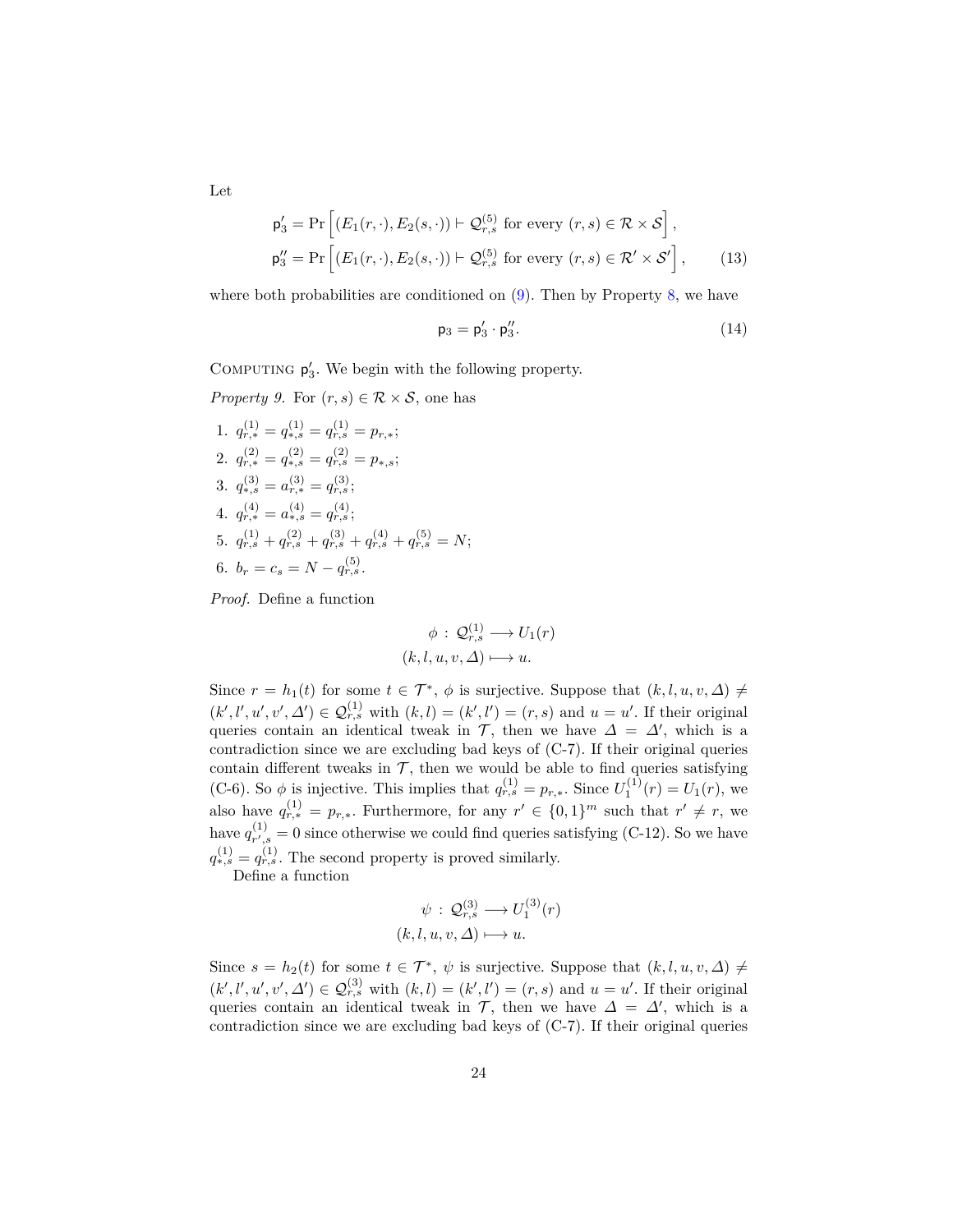Let

$$\mathsf{p}_3' = \Pr\left[(E_1(r,\cdot), E_2(s,\cdot)) \vdash \mathcal{Q}^{(5)}_{r,s} \text{ for every } (r,s) \in \mathcal{R} \times \mathcal{S}\right],$$
$$\mathsf{p}_3'' = \Pr\left[(E_1(r,\cdot), E_2(s,\cdot)) \vdash \mathcal{Q}^{(5)}_{r,s} \text{ for every } (r,s) \in \mathcal{R}' \times \mathcal{S}'\right], \qquad (13)$$

where both probabilities are conditioned on (9). Then by Property 8, we have

$$\mathsf{p}_3 = \mathsf{p}_3' \cdot \mathsf{p}_3''. \qquad (14)$$

Computing $\mathsf{p}_3'$. We begin with the following property.

*Property 9.* For $(r,s) \in \mathcal{R} \times \mathcal{S}$, one has

1. $q^{(1)}_{r,*} = q^{(1)}_{*,s} = q^{(1)}_{r,s} = p_{r,*}$;
2. $q^{(2)}_{r,*} = q^{(2)}_{*,s} = q^{(2)}_{r,s} = p_{*,s}$;
3. $q^{(3)}_{*,s} = a^{(3)}_{r,*} = q^{(3)}_{r,s}$;
4. $q^{(4)}_{r,*} = a^{(4)}_{*,s} = q^{(4)}_{r,s}$;
5. $q^{(1)}_{r,s} + q^{(2)}_{r,s} + q^{(3)}_{r,s} + q^{(4)}_{r,s} + q^{(5)}_{r,s} = N$;
6. $b_r = c_s = N - q^{(5)}_{r,s}$.

*Proof.* Define a function

$$\phi \,:\, \mathcal{Q}^{(1)}_{r,s} \longrightarrow U_1(r)$$
$$(k,l,u,v,\Delta) \longmapsto u.$$

Since $r = h_1(t)$ for some $t \in \mathcal{T}^*$, $\phi$ is surjective. Suppose that $(k,l,u,v,\Delta) \neq (k',l',u',v',\Delta') \in \mathcal{Q}^{(1)}_{r,s}$ with $(k,l) = (k',l') = (r,s)$ and $u = u'$. If their original queries contain an identical tweak in $\mathcal{T}$, then we have $\Delta = \Delta'$, which is a contradiction since we are excluding bad keys of (C-7). If their original queries contain different tweaks in $\mathcal{T}$, then we would be able to find queries satisfying (C-6). So $\phi$ is injective. This implies that $q^{(1)}_{r,s} = p_{r,*}$. Since $U^{(1)}_1(r) = U_1(r)$, we also have $q^{(1)}_{r,*} = p_{r,*}$. Furthermore, for any $r' \in \{0,1\}^m$ such that $r' \neq r$, we have $q^{(1)}_{r',s} = 0$ since otherwise we could find queries satisfying (C-12). So we have $q^{(1)}_{*,s} = q^{(1)}_{r,s}$. The second property is proved similarly.

Define a function

$$\psi \,:\, \mathcal{Q}^{(3)}_{r,s} \longrightarrow U^{(3)}_1(r)$$
$$(k,l,u,v,\Delta) \longmapsto u.$$

Since $s = h_2(t)$ for some $t \in \mathcal{T}^*$, $\psi$ is surjective. Suppose that $(k,l,u,v,\Delta) \neq (k',l',u',v',\Delta') \in \mathcal{Q}^{(3)}_{r,s}$ with $(k,l) = (k',l') = (r,s)$ and $u = u'$. If their original queries contain an identical tweak in $\mathcal{T}$, then we have $\Delta = \Delta'$, which is a contradiction since we are excluding bad keys of (C-7). If their original queries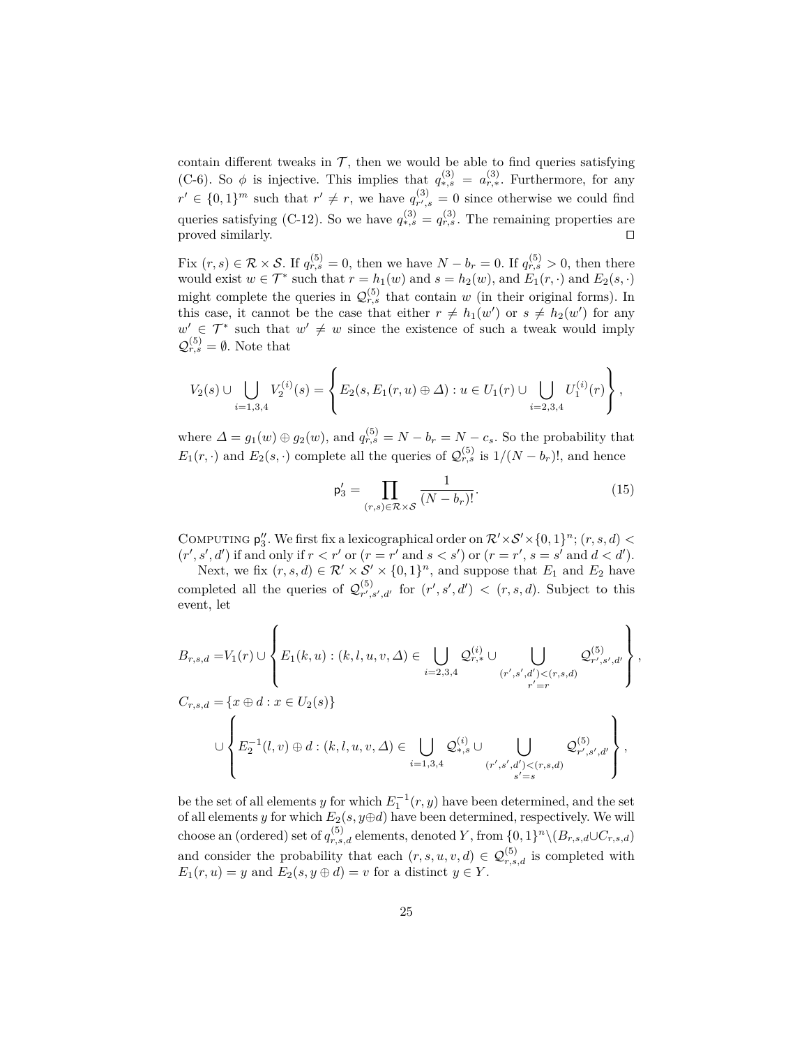contain different tweaks in $\mathcal{T}$, then we would be able to find queries satisfying (C-6). So $\phi$ is injective. This implies that $q^{(3)}_{*,s} = a^{(3)}_{r,*}$. Furthermore, for any $r' \in \{0,1\}^m$ such that $r' \neq r$, we have $q^{(3)}_{r',s} = 0$ since otherwise we could find queries satisfying (C-12). So we have $q^{(3)}_{*,s} = q^{(3)}_{r,s}$. The remaining properties are proved similarly. ◻

Fix $(r,s) \in \mathcal{R} \times \mathcal{S}$. If $q^{(5)}_{r,s} = 0$, then we have $N - b_r = 0$. If $q^{(5)}_{r,s} > 0$, then there would exist $w \in \mathcal{T}^*$ such that $r = h_1(w)$ and $s = h_2(w)$, and $E_1(r,\cdot)$ and $E_2(s,\cdot)$ might complete the queries in $\mathcal{Q}^{(5)}_{r,s}$ that contain $w$ (in their original forms). In this case, it cannot be the case that either $r \neq h_1(w')$ or $s \neq h_2(w')$ for any $w' \in \mathcal{T}^*$ such that $w' \neq w$ since the existence of such a tweak would imply $\mathcal{Q}^{(5)}_{r,s} = \emptyset$. Note that

$$V_2(s) \cup \bigcup_{i=1,3,4} V_2^{(i)}(s) = \left\{ E_2(s, E_1(r,u) \oplus \Delta) : u \in U_1(r) \cup \bigcup_{i=2,3,4} U_1^{(i)}(r) \right\},$$

where $\Delta = g_1(w) \oplus g_2(w)$, and $q^{(5)}_{r,s} = N - b_r = N - c_s$. So the probability that $E_1(r,\cdot)$ and $E_2(s,\cdot)$ complete all the queries of $\mathcal{Q}^{(5)}_{r,s}$ is $1/(N-b_r)!$, and hence

$$\mathsf{p}'_3 = \prod_{(r,s)\in\mathcal{R}\times\mathcal{S}} \frac{1}{(N-b_r)!}. \tag{15}$$

Computing $\mathsf{p}''_3$. We first fix a lexicographical order on $\mathcal{R}' \times \mathcal{S}' \times \{0,1\}^n$; $(r,s,d) < (r',s',d')$ if and only if $r < r'$ or ($r = r'$ and $s < s'$) or ($r = r'$, $s = s'$ and $d < d'$).

Next, we fix $(r,s,d) \in \mathcal{R}' \times \mathcal{S}' \times \{0,1\}^n$, and suppose that $E_1$ and $E_2$ have completed all the queries of $\mathcal{Q}^{(5)}_{r',s',d'}$ for $(r',s',d') < (r,s,d)$. Subject to this event, let

$$\begin{aligned}
B_{r,s,d} =& V_1(r) \cup \left\{ E_1(k,u) : (k,l,u,v,\Delta) \in \bigcup_{i=2,3,4} \mathcal{Q}^{(i)}_{r,*} \cup \bigcup_{\substack{(r',s',d')<(r,s,d)\\ r'=r}} \mathcal{Q}^{(5)}_{r',s',d'} \right\},\\
C_{r,s,d} =& \{x \oplus d : x \in U_2(s)\}\\
&\cup \left\{ E_2^{-1}(l,v) \oplus d : (k,l,u,v,\Delta) \in \bigcup_{i=1,3,4} \mathcal{Q}^{(i)}_{*,s} \cup \bigcup_{\substack{(r',s',d')<(r,s,d)\\ s'=s}} \mathcal{Q}^{(5)}_{r',s',d'} \right\},
\end{aligned}$$

be the set of all elements $y$ for which $E_1^{-1}(r,y)$ have been determined, and the set of all elements $y$ for which $E_2(s, y \oplus d)$ have been determined, respectively. We will choose an (ordered) set of $q^{(5)}_{r,s,d}$ elements, denoted $Y$, from $\{0,1\}^n \backslash (B_{r,s,d} \cup C_{r,s,d})$ and consider the probability that each $(r,s,u,v,d) \in \mathcal{Q}^{(5)}_{r,s,d}$ is completed with $E_1(r,u) = y$ and $E_2(s, y \oplus d) = v$ for a distinct $y \in Y$.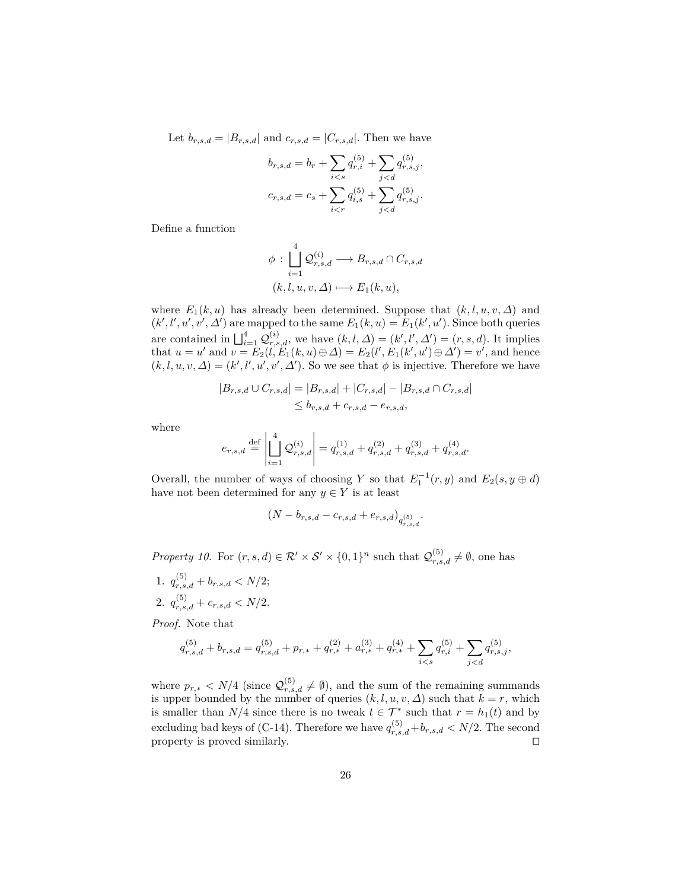Let $b_{r,s,d} = |B_{r,s,d}|$ and $c_{r,s,d} = |C_{r,s,d}|$. Then we have

$$b_{r,s,d} = b_r + \sum_{i<s} q^{(5)}_{r,i} + \sum_{j<d} q^{(5)}_{r,s,j},$$

$$c_{r,s,d} = c_s + \sum_{i<r} q^{(5)}_{i,s} + \sum_{j<d} q^{(5)}_{r,s,j}.$$

Define a function

$$\phi : \bigsqcup_{i=1}^{4} \mathcal{Q}^{(i)}_{r,s,d} \longrightarrow B_{r,s,d} \cap C_{r,s,d}$$

$$(k, l, u, v, \varDelta) \longmapsto E_1(k, u),$$

where $E_1(k, u)$ has already been determined. Suppose that $(k, l, u, v, \varDelta)$ and $(k', l', u', v', \varDelta')$ are mapped to the same $E_1(k, u) = E_1(k', u')$. Since both queries are contained in $\bigsqcup_{i=1}^{4} \mathcal{Q}^{(i)}_{r,s,d}$, we have $(k, l, \varDelta) = (k', l', \varDelta') = (r, s, d)$. It implies that $u = u'$ and $v = E_2(l, E_1(k, u) \oplus \varDelta) = E_2(l', E_1(k', u') \oplus \varDelta') = v'$, and hence $(k, l, u, v, \varDelta) = (k', l', u', v', \varDelta')$. So we see that $\phi$ is injective. Therefore we have

$$|B_{r,s,d} \cup C_{r,s,d}| = |B_{r,s,d}| + |C_{r,s,d}| - |B_{r,s,d} \cap C_{r,s,d}|$$
$$\leq b_{r,s,d} + c_{r,s,d} - e_{r,s,d},$$

where

$$e_{r,s,d} \stackrel{\text{def}}{=} \left| \bigsqcup_{i=1}^{4} \mathcal{Q}^{(i)}_{r,s,d} \right| = q^{(1)}_{r,s,d} + q^{(2)}_{r,s,d} + q^{(3)}_{r,s,d} + q^{(4)}_{r,s,d}.$$

Overall, the number of ways of choosing $Y$ so that $E_1^{-1}(r, y)$ and $E_2(s, y \oplus d)$ have not been determined for any $y \in Y$ is at least

$$(N - b_{r,s,d} - c_{r,s,d} + e_{r,s,d})_{q^{(5)}_{r,s,d}}.$$

*Property 10.* For $(r, s, d) \in \mathcal{R}' \times \mathcal{S}' \times \{0,1\}^n$ such that $\mathcal{Q}^{(5)}_{r,s,d} \neq \emptyset$, one has

1. $q^{(5)}_{r,s,d} + b_{r,s,d} < N/2$;
2. $q^{(5)}_{r,s,d} + c_{r,s,d} < N/2$.

*Proof.* Note that

$$q^{(5)}_{r,s,d} + b_{r,s,d} = q^{(5)}_{r,s,d} + p_{r,*} + q^{(2)}_{r,*} + a^{(3)}_{r,*} + q^{(4)}_{r,*} + \sum_{i<s} q^{(5)}_{r,i} + \sum_{j<d} q^{(5)}_{r,s,j},$$

where $p_{r,*} < N/4$ (since $\mathcal{Q}^{(5)}_{r,s,d} \neq \emptyset$), and the sum of the remaining summands is upper bounded by the number of queries $(k, l, u, v, \varDelta)$ such that $k = r$, which is smaller than $N/4$ since there is no tweak $t \in \mathcal{T}^*$ such that $r = h_1(t)$ and by excluding bad keys of (C-14). Therefore we have $q^{(5)}_{r,s,d} + b_{r,s,d} < N/2$. The second property is proved similarly. $\square$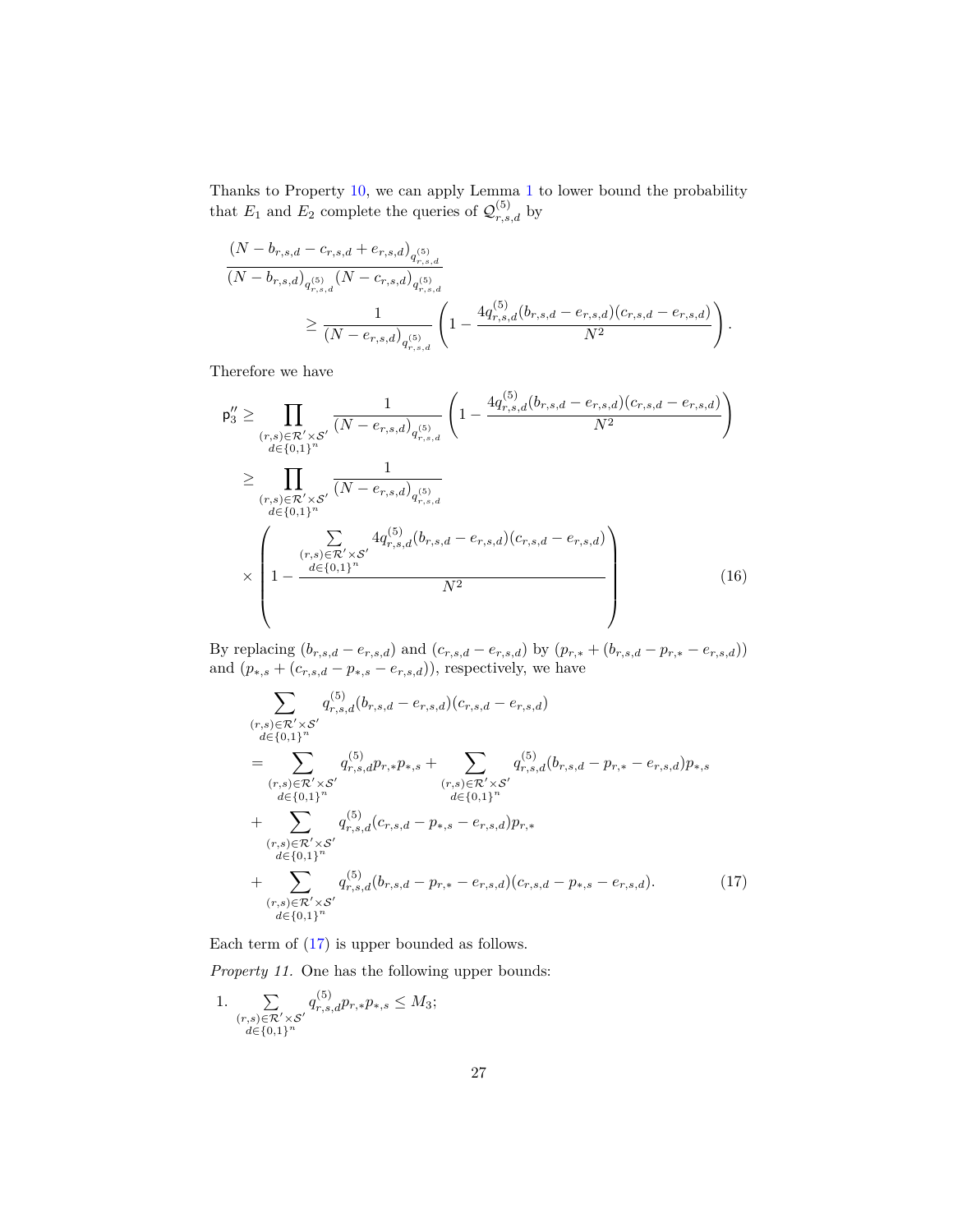Thanks to Property 10, we can apply Lemma 1 to lower bound the probability that $E_1$ and $E_2$ complete the queries of $\mathcal{Q}^{(5)}_{r,s,d}$ by

$$\frac{(N - b_{r,s,d} - c_{r,s,d} + e_{r,s,d})_{q^{(5)}_{r,s,d}}}{(N - b_{r,s,d})_{q^{(5)}_{r,s,d}} (N - c_{r,s,d})_{q^{(5)}_{r,s,d}}} \geq \frac{1}{(N - e_{r,s,d})_{q^{(5)}_{r,s,d}}} \left( 1 - \frac{4q^{(5)}_{r,s,d}(b_{r,s,d} - e_{r,s,d})(c_{r,s,d} - e_{r,s,d})}{N^2} \right).$$

Therefore we have

$$\begin{aligned}
\mathsf{p}''_3 &\geq \prod_{\substack{(r,s)\in\mathcal{R}'\times\mathcal{S}'\\ d\in\{0,1\}^n}} \frac{1}{(N - e_{r,s,d})_{q^{(5)}_{r,s,d}}} \left( 1 - \frac{4q^{(5)}_{r,s,d}(b_{r,s,d} - e_{r,s,d})(c_{r,s,d} - e_{r,s,d})}{N^2} \right) \\
&\geq \prod_{\substack{(r,s)\in\mathcal{R}'\times\mathcal{S}'\\ d\in\{0,1\}^n}} \frac{1}{(N - e_{r,s,d})_{q^{(5)}_{r,s,d}}} \\
&\quad \times \left( 1 - \frac{\sum_{\substack{(r,s)\in\mathcal{R}'\times\mathcal{S}'\\ d\in\{0,1\}^n}} 4q^{(5)}_{r,s,d}(b_{r,s,d} - e_{r,s,d})(c_{r,s,d} - e_{r,s,d})}{N^2} \right) \qquad (16)
\end{aligned}$$

By replacing $(b_{r,s,d} - e_{r,s,d})$ and $(c_{r,s,d} - e_{r,s,d})$ by $(p_{r,*} + (b_{r,s,d} - p_{r,*} - e_{r,s,d}))$ and $(p_{*,s} + (c_{r,s,d} - p_{*,s} - e_{r,s,d}))$, respectively, we have

$$\begin{aligned}
&\sum_{\substack{(r,s)\in\mathcal{R}'\times\mathcal{S}'\\ d\in\{0,1\}^n}} q^{(5)}_{r,s,d}(b_{r,s,d} - e_{r,s,d})(c_{r,s,d} - e_{r,s,d}) \\
&= \sum_{\substack{(r,s)\in\mathcal{R}'\times\mathcal{S}'\\ d\in\{0,1\}^n}} q^{(5)}_{r,s,d} p_{r,*} p_{*,s} + \sum_{\substack{(r,s)\in\mathcal{R}'\times\mathcal{S}'\\ d\in\{0,1\}^n}} q^{(5)}_{r,s,d}(b_{r,s,d} - p_{r,*} - e_{r,s,d}) p_{*,s} \\
&+ \sum_{\substack{(r,s)\in\mathcal{R}'\times\mathcal{S}'\\ d\in\{0,1\}^n}} q^{(5)}_{r,s,d}(c_{r,s,d} - p_{*,s} - e_{r,s,d}) p_{r,*} \\
&+ \sum_{\substack{(r,s)\in\mathcal{R}'\times\mathcal{S}'\\ d\in\{0,1\}^n}} q^{(5)}_{r,s,d}(b_{r,s,d} - p_{r,*} - e_{r,s,d})(c_{r,s,d} - p_{*,s} - e_{r,s,d}). \qquad (17)
\end{aligned}$$

Each term of (17) is upper bounded as follows.

*Property 11.* One has the following upper bounds:

1. $\sum_{\substack{(r,s)\in\mathcal{R}'\times\mathcal{S}'\\ d\in\{0,1\}^n}} q^{(5)}_{r,s,d} p_{r,*} p_{*,s} \leq M_3$;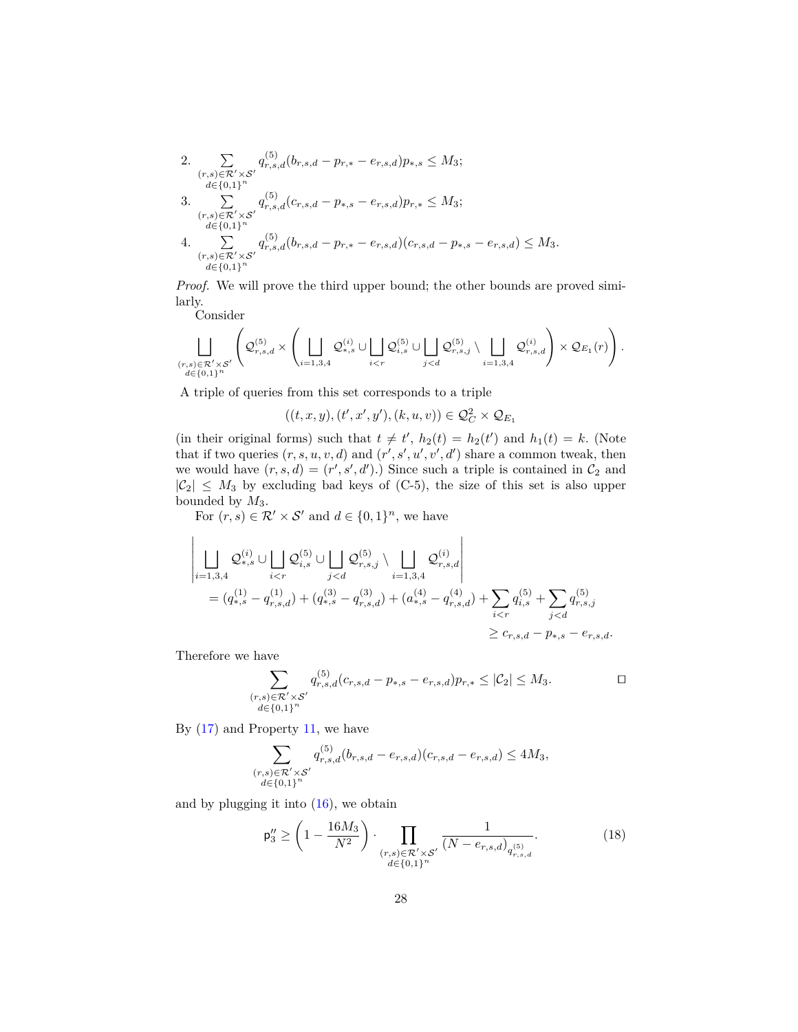2. $\sum_{\substack{(r,s)\in\mathcal{R}'\times\mathcal{S}'\\ d\in\{0,1\}^n}} q^{(5)}_{r,s,d}(b_{r,s,d} - p_{r,*} - e_{r,s,d})p_{*,s} \leq M_3$;

3. $\sum_{\substack{(r,s)\in\mathcal{R}'\times\mathcal{S}'\\ d\in\{0,1\}^n}} q^{(5)}_{r,s,d}(c_{r,s,d} - p_{*,s} - e_{r,s,d})p_{r,*} \leq M_3$;

4. $\sum_{\substack{(r,s)\in\mathcal{R}'\times\mathcal{S}'\\ d\in\{0,1\}^n}} q^{(5)}_{r,s,d}(b_{r,s,d} - p_{r,*} - e_{r,s,d})(c_{r,s,d} - p_{*,s} - e_{r,s,d}) \leq M_3$.

*Proof.* We will prove the third upper bound; the other bounds are proved similarly.

Consider

$$\bigsqcup_{\substack{(r,s)\in\mathcal{R}'\times\mathcal{S}'\\ d\in\{0,1\}^n}} \left( \mathcal{Q}^{(5)}_{r,s,d} \times \left( \bigsqcup_{i=1,3,4} \mathcal{Q}^{(i)}_{*,s} \cup \bigsqcup_{i<r} \mathcal{Q}^{(5)}_{i,s} \cup \bigsqcup_{j<d} \mathcal{Q}^{(5)}_{r,s,j} \setminus \bigsqcup_{i=1,3,4} \mathcal{Q}^{(i)}_{r,s,d} \right) \times \mathcal{Q}_{E_1}(r) \right).$$

A triple of queries from this set corresponds to a triple

$$((t,x,y),(t',x',y'),(k,u,v)) \in \mathcal{Q}_C^2 \times \mathcal{Q}_{E_1}$$

(in their original forms) such that $t \neq t'$, $h_2(t) = h_2(t')$ and $h_1(t) = k$. (Note that if two queries $(r,s,u,v,d)$ and $(r',s',u',v',d')$ share a common tweak, then we would have $(r,s,d) = (r',s',d')$.) Since such a triple is contained in $\mathcal{C}_2$ and $|\mathcal{C}_2| \leq M_3$ by excluding bad keys of (C-5), the size of this set is also upper bounded by $M_3$.

For $(r,s) \in \mathcal{R}' \times \mathcal{S}'$ and $d \in \{0,1\}^n$, we have

$$\begin{aligned}
&\left| \bigsqcup_{i=1,3,4} \mathcal{Q}^{(i)}_{*,s} \cup \bigsqcup_{i<r} \mathcal{Q}^{(5)}_{i,s} \cup \bigsqcup_{j<d} \mathcal{Q}^{(5)}_{r,s,j} \setminus \bigsqcup_{i=1,3,4} \mathcal{Q}^{(i)}_{r,s,d} \right| \\
&\quad = (q^{(1)}_{*,s} - q^{(1)}_{r,s,d}) + (q^{(3)}_{*,s} - q^{(3)}_{r,s,d}) + (a^{(4)}_{*,s} - q^{(4)}_{r,s,d}) + \sum_{i<r} q^{(5)}_{i,s} + \sum_{j<d} q^{(5)}_{r,s,j} \\
&\quad \geq c_{r,s,d} - p_{*,s} - e_{r,s,d}.
\end{aligned}$$

Therefore we have

$$\sum_{\substack{(r,s)\in\mathcal{R}'\times\mathcal{S}'\\ d\in\{0,1\}^n}} q^{(5)}_{r,s,d}(c_{r,s,d} - p_{*,s} - e_{r,s,d})p_{r,*} \leq |\mathcal{C}_2| \leq M_3. \qquad \square$$

By (17) and Property 11, we have

$$\sum_{\substack{(r,s)\in\mathcal{R}'\times\mathcal{S}'\\ d\in\{0,1\}^n}} q^{(5)}_{r,s,d}(b_{r,s,d} - e_{r,s,d})(c_{r,s,d} - e_{r,s,d}) \leq 4M_3,$$

and by plugging it into (16), we obtain

$$\mathsf{p}''_3 \geq \left(1 - \frac{16M_3}{N^2}\right) \cdot \prod_{\substack{(r,s)\in\mathcal{R}'\times\mathcal{S}'\\ d\in\{0,1\}^n}} \frac{1}{(N - e_{r,s,d})_{q^{(5)}_{r,s,d}}}. \tag{18}$$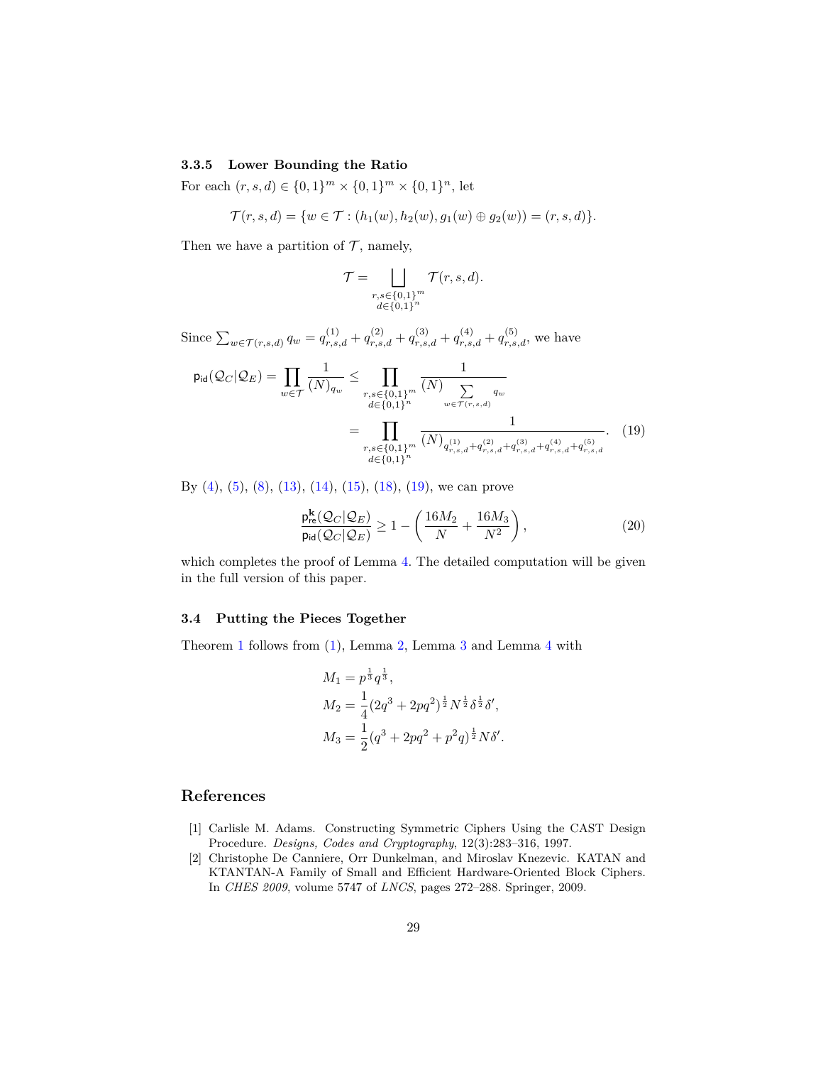#### 3.3.5 Lower Bounding the Ratio

For each $(r, s, d) \in \{0,1\}^m \times \{0,1\}^m \times \{0,1\}^n$, let

$$\mathcal{T}(r, s, d) = \{w \in \mathcal{T} : (h_1(w), h_2(w), g_1(w) \oplus g_2(w)) = (r, s, d)\}.$$

Then we have a partition of $\mathcal{T}$, namely,

$$\mathcal{T} = \bigsqcup_{\substack{r,s \in \{0,1\}^m \\ d \in \{0,1\}^n}} \mathcal{T}(r, s, d).$$

Since $\sum_{w \in \mathcal{T}(r,s,d)} q_w = q^{(1)}_{r,s,d} + q^{(2)}_{r,s,d} + q^{(3)}_{r,s,d} + q^{(4)}_{r,s,d} + q^{(5)}_{r,s,d}$, we have

$$\begin{aligned}
\mathsf{p}_{\mathsf{id}}(\mathcal{Q}_C|\mathcal{Q}_E) = \prod_{w \in \mathcal{T}} \frac{1}{(N)_{q_w}} &\leq \prod_{\substack{r,s \in \{0,1\}^m \\ d \in \{0,1\}^n}} \frac{1}{(N)_{\sum\limits_{w \in \mathcal{T}(r,s,d)} q_w}} \\
&= \prod_{\substack{r,s \in \{0,1\}^m \\ d \in \{0,1\}^n}} \frac{1}{(N)_{q^{(1)}_{r,s,d} + q^{(2)}_{r,s,d} + q^{(3)}_{r,s,d} + q^{(4)}_{r,s,d} + q^{(5)}_{r,s,d}}}. \qquad (19)
\end{aligned}$$

By (4), (5), (8), (13), (14), (15), (18), (19), we can prove

$$\frac{\mathsf{p}^{\mathbf{k}}_{\mathsf{re}}(\mathcal{Q}_C|\mathcal{Q}_E)}{\mathsf{p}_{\mathsf{id}}(\mathcal{Q}_C|\mathcal{Q}_E)} \geq 1 - \left( \frac{16M_2}{N} + \frac{16M_3}{N^2} \right), \qquad (20)$$

which completes the proof of Lemma 4. The detailed computation will be given in the full version of this paper.

### 3.4 Putting the Pieces Together

Theorem 1 follows from (1), Lemma 2, Lemma 3 and Lemma 4 with

$$\begin{aligned}
M_1 &= p^{\frac{1}{3}} q^{\frac{1}{3}}, \\
M_2 &= \frac{1}{4}(2q^3 + 2pq^2)^{\frac{1}{2}} N^{\frac{1}{2}} \delta^{\frac{1}{2}} \delta', \\
M_3 &= \frac{1}{2}(q^3 + 2pq^2 + p^2 q)^{\frac{1}{2}} N \delta'.
\end{aligned}$$

## References

[1] Carlisle M. Adams. Constructing Symmetric Ciphers Using the CAST Design Procedure. *Designs, Codes and Cryptography*, 12(3):283–316, 1997.

[2] Christophe De Canniere, Orr Dunkelman, and Miroslav Knezevic. KATAN and KTANTAN-A Family of Small and Efficient Hardware-Oriented Block Ciphers. In *CHES 2009*, volume 5747 of *LNCS*, pages 272–288. Springer, 2009.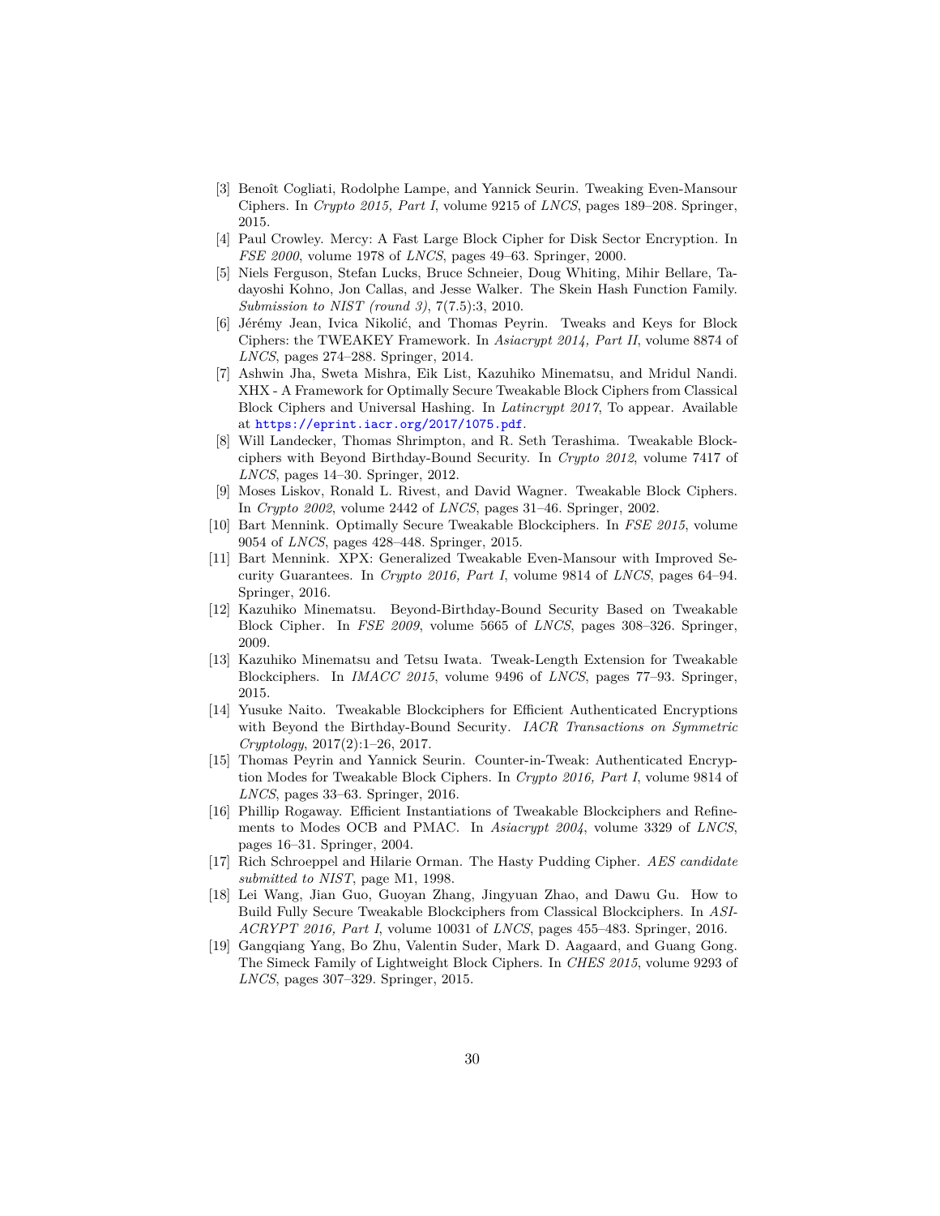[3] Benoît Cogliati, Rodolphe Lampe, and Yannick Seurin. Tweaking Even-Mansour Ciphers. In *Crypto 2015, Part I*, volume 9215 of *LNCS*, pages 189–208. Springer, 2015.

[4] Paul Crowley. Mercy: A Fast Large Block Cipher for Disk Sector Encryption. In *FSE 2000*, volume 1978 of *LNCS*, pages 49–63. Springer, 2000.

[5] Niels Ferguson, Stefan Lucks, Bruce Schneier, Doug Whiting, Mihir Bellare, Tadayoshi Kohno, Jon Callas, and Jesse Walker. The Skein Hash Function Family. *Submission to NIST (round 3)*, 7(7.5):3, 2010.

[6] Jérémy Jean, Ivica Nikolić, and Thomas Peyrin. Tweaks and Keys for Block Ciphers: the TWEAKEY Framework. In *Asiacrypt 2014, Part II*, volume 8874 of *LNCS*, pages 274–288. Springer, 2014.

[7] Ashwin Jha, Sweta Mishra, Eik List, Kazuhiko Minematsu, and Mridul Nandi. XHX - A Framework for Optimally Secure Tweakable Block Ciphers from Classical Block Ciphers and Universal Hashing. In *Latincrypt 2017*, To appear. Available at https://eprint.iacr.org/2017/1075.pdf.

[8] Will Landecker, Thomas Shrimpton, and R. Seth Terashima. Tweakable Blockciphers with Beyond Birthday-Bound Security. In *Crypto 2012*, volume 7417 of *LNCS*, pages 14–30. Springer, 2012.

[9] Moses Liskov, Ronald L. Rivest, and David Wagner. Tweakable Block Ciphers. In *Crypto 2002*, volume 2442 of *LNCS*, pages 31–46. Springer, 2002.

[10] Bart Mennink. Optimally Secure Tweakable Blockciphers. In *FSE 2015*, volume 9054 of *LNCS*, pages 428–448. Springer, 2015.

[11] Bart Mennink. XPX: Generalized Tweakable Even-Mansour with Improved Security Guarantees. In *Crypto 2016, Part I*, volume 9814 of *LNCS*, pages 64–94. Springer, 2016.

[12] Kazuhiko Minematsu. Beyond-Birthday-Bound Security Based on Tweakable Block Cipher. In *FSE 2009*, volume 5665 of *LNCS*, pages 308–326. Springer, 2009.

[13] Kazuhiko Minematsu and Tetsu Iwata. Tweak-Length Extension for Tweakable Blockciphers. In *IMACC 2015*, volume 9496 of *LNCS*, pages 77–93. Springer, 2015.

[14] Yusuke Naito. Tweakable Blockciphers for Efficient Authenticated Encryptions with Beyond the Birthday-Bound Security. *IACR Transactions on Symmetric Cryptology*, 2017(2):1–26, 2017.

[15] Thomas Peyrin and Yannick Seurin. Counter-in-Tweak: Authenticated Encryption Modes for Tweakable Block Ciphers. In *Crypto 2016, Part I*, volume 9814 of *LNCS*, pages 33–63. Springer, 2016.

[16] Phillip Rogaway. Efficient Instantiations of Tweakable Blockciphers and Refinements to Modes OCB and PMAC. In *Asiacrypt 2004*, volume 3329 of *LNCS*, pages 16–31. Springer, 2004.

[17] Rich Schroeppel and Hilarie Orman. The Hasty Pudding Cipher. *AES candidate submitted to NIST*, page M1, 1998.

[18] Lei Wang, Jian Guo, Guoyan Zhang, Jingyuan Zhao, and Dawu Gu. How to Build Fully Secure Tweakable Blockciphers from Classical Blockciphers. In *ASIACRYPT 2016, Part I*, volume 10031 of *LNCS*, pages 455–483. Springer, 2016.

[19] Gangqiang Yang, Bo Zhu, Valentin Suder, Mark D. Aagaard, and Guang Gong. The Simeck Family of Lightweight Block Ciphers. In *CHES 2015*, volume 9293 of *LNCS*, pages 307–329. Springer, 2015.